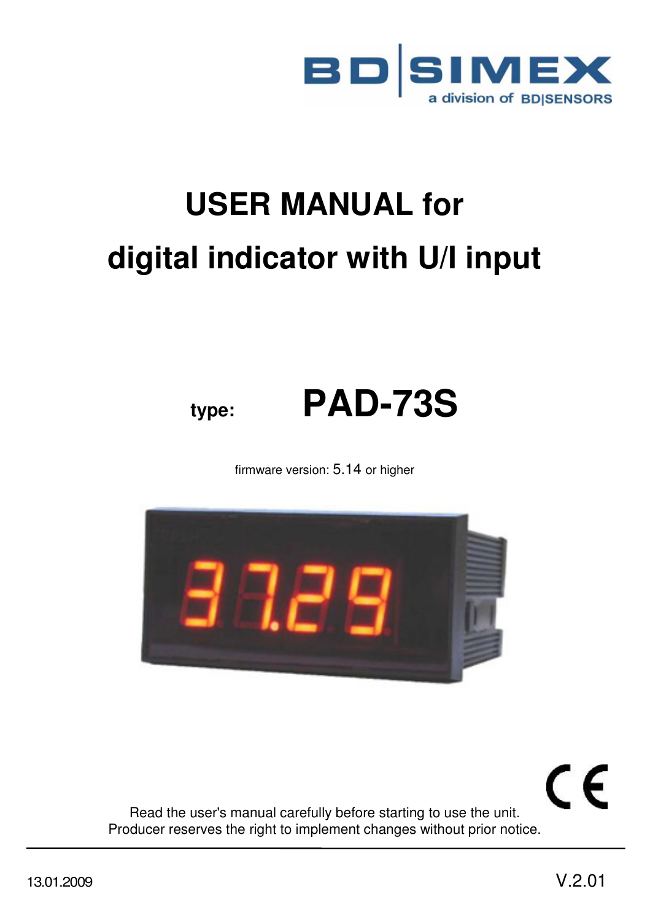BD|SIMEX

a division of BD|SENSORS

# USER MANUAL for digital indicator with U/I input

**type:** **PAD-73S**

firmware version: 5.14 or higher

Read the user's manual carefully before starting to use the unit.
Producer reserves the right to implement changes without prior notice.

13.01.2009

V.2.01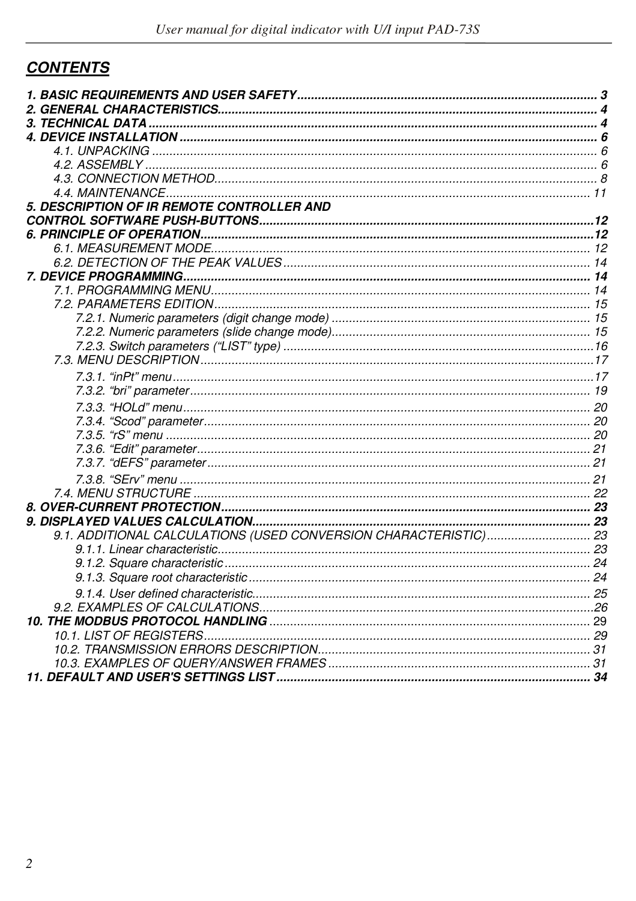## CONTENTS

**1. BASIC REQUIREMENTS AND USER SAFETY ........ 3**
**2. GENERAL CHARACTERISTICS........ 4**
**3. TECHNICAL DATA ........ 4**
**4. DEVICE INSTALLATION ........ 6**
- *4.1. UNPACKING ........ 6*
- *4.2. ASSEMBLY ........ 6*
- *4.3. CONNECTION METHOD........ 8*
- *4.4. MAINTENANCE ........ 11*

**5. DESCRIPTION OF IR REMOTE CONTROLLER AND CONTROL SOFTWARE PUSH-BUTTONS........ 12**
**6. PRINCIPLE OF OPERATION........ 12**
- *6.1. MEASUREMENT MODE........ 12*
- *6.2. DETECTION OF THE PEAK VALUES ........ 14*

**7. DEVICE PROGRAMMING........ 14**
- *7.1. PROGRAMMING MENU........ 14*
- *7.2. PARAMETERS EDITION ........ 15*
  - *7.2.1. Numeric parameters (digit change mode) ........ 15*
  - *7.2.2. Numeric parameters (slide change mode)........ 15*
  - *7.2.3. Switch parameters (“LIST” type) ........ 16*
- *7.3. MENU DESCRIPTION ........ 17*
  - *7.3.1. “inPt” menu ........ 17*
  - *7.3.2. “bri” parameter ........ 19*
  - *7.3.3. “HOLd” menu........ 20*
  - *7.3.4. “Scod” parameter........ 20*
  - *7.3.5. “rS” menu ........ 20*
  - *7.3.6. “Edit” parameter........ 21*
  - *7.3.7. “dEFS” parameter ........ 21*
  - *7.3.8. “SErv” menu ........ 21*
- *7.4. MENU STRUCTURE ........ 22*

**8. OVER-CURRENT PROTECTION........ 23**
**9. DISPLAYED VALUES CALCULATION........ 23**
- *9.1. ADDITIONAL CALCULATIONS (USED CONVERSION CHARACTERISTIC) ........ 23*
  - *9.1.1. Linear characteristic........ 23*
  - *9.1.2. Square characteristic ........ 24*
  - *9.1.3. Square root characteristic ........ 24*
  - *9.1.4. User defined characteristic........ 25*
- *9.2. EXAMPLES OF CALCULATIONS........ 26*

**10. THE MODBUS PROTOCOL HANDLING ........** 29
- *10.1. LIST OF REGISTERS........ 29*
- *10.2. TRANSMISSION ERRORS DESCRIPTION........ 31*
- *10.3. EXAMPLES OF QUERY/ANSWER FRAMES ........ 31*

**11. DEFAULT AND USER'S SETTINGS LIST ........ 34**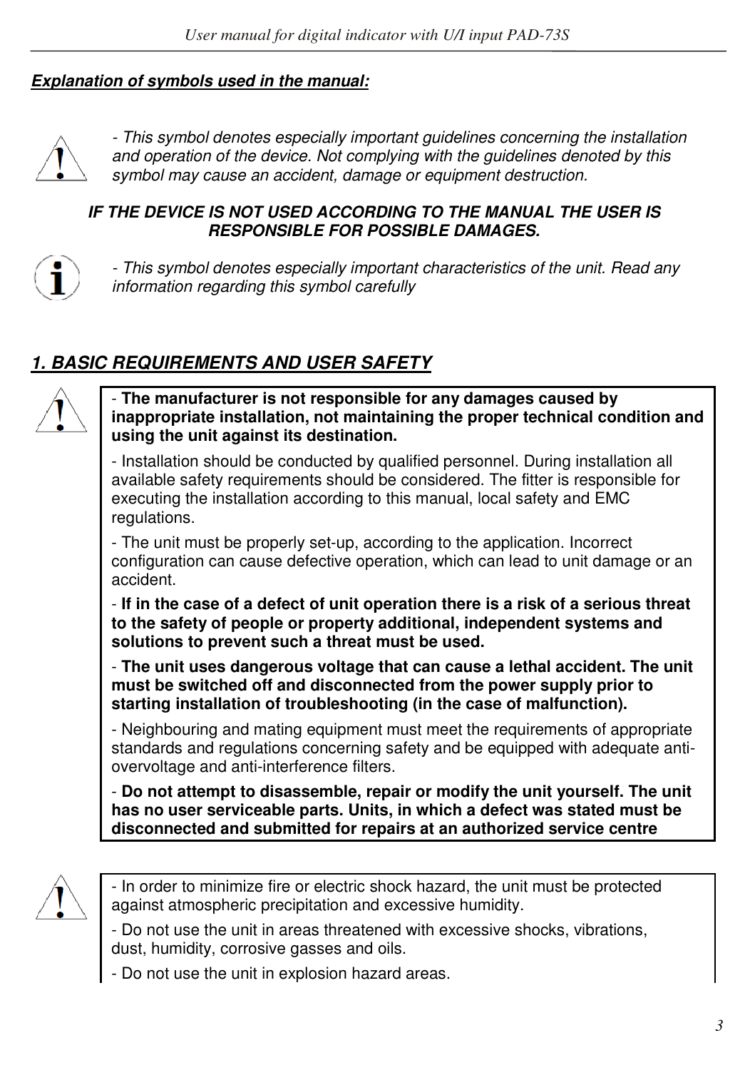***Explanation of symbols used in the manual:***

*- This symbol denotes especially important guidelines concerning the installation and operation of the device. Not complying with the guidelines denoted by this symbol may cause an accident, damage or equipment destruction.*

***IF THE DEVICE IS NOT USED ACCORDING TO THE MANUAL THE USER IS RESPONSIBLE FOR POSSIBLE DAMAGES.***

*- This symbol denotes especially important characteristics of the unit. Read any information regarding this symbol carefully*

## *1. BASIC REQUIREMENTS AND USER SAFETY*

- **The manufacturer is not responsible for any damages caused by inappropriate installation, not maintaining the proper technical condition and using the unit against its destination.**
- Installation should be conducted by qualified personnel. During installation all available safety requirements should be considered. The fitter is responsible for executing the installation according to this manual, local safety and EMC regulations.
- The unit must be properly set-up, according to the application. Incorrect configuration can cause defective operation, which can lead to unit damage or an accident.
- **If in the case of a defect of unit operation there is a risk of a serious threat to the safety of people or property additional, independent systems and solutions to prevent such a threat must be used.**
- **The unit uses dangerous voltage that can cause a lethal accident. The unit must be switched off and disconnected from the power supply prior to starting installation of troubleshooting (in the case of malfunction).**
- Neighbouring and mating equipment must meet the requirements of appropriate standards and regulations concerning safety and be equipped with adequate anti-overvoltage and anti-interference filters.
- **Do not attempt to disassemble, repair or modify the unit yourself. The unit has no user serviceable parts. Units, in which a defect was stated must be disconnected and submitted for repairs at an authorized service centre**

- In order to minimize fire or electric shock hazard, the unit must be protected against atmospheric precipitation and excessive humidity.
- Do not use the unit in areas threatened with excessive shocks, vibrations, dust, humidity, corrosive gasses and oils.
- Do not use the unit in explosion hazard areas.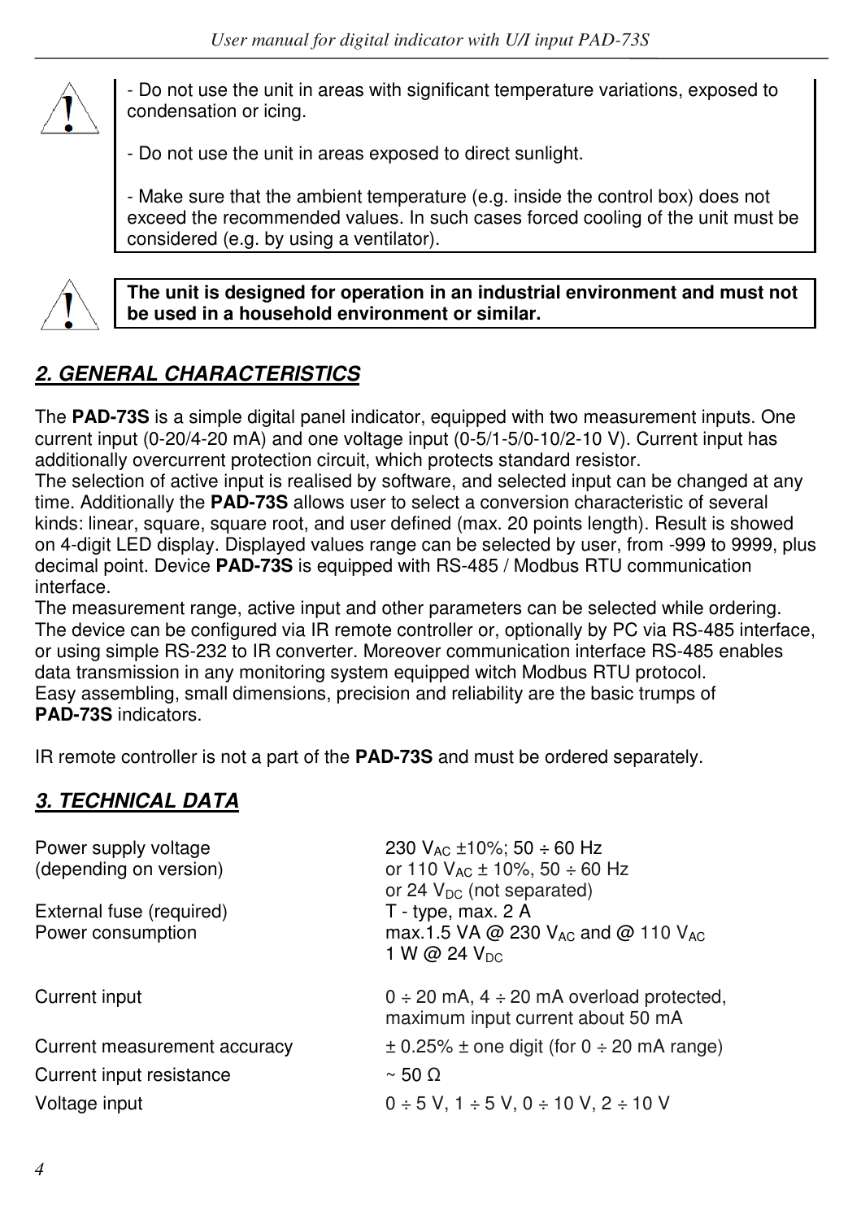- Do not use the unit in areas with significant temperature variations, exposed to condensation or icing.

- Do not use the unit in areas exposed to direct sunlight.

- Make sure that the ambient temperature (e.g. inside the control box) does not exceed the recommended values. In such cases forced cooling of the unit must be considered (e.g. by using a ventilator).

**The unit is designed for operation in an industrial environment and must not be used in a household environment or similar.**

## *2. GENERAL CHARACTERISTICS*

The **PAD-73S** is a simple digital panel indicator, equipped with two measurement inputs. One current input (0-20/4-20 mA) and one voltage input (0-5/1-5/0-10/2-10 V). Current input has additionally overcurrent protection circuit, which protects standard resistor.
The selection of active input is realised by software, and selected input can be changed at any time. Additionally the **PAD-73S** allows user to select a conversion characteristic of several kinds: linear, square, square root, and user defined (max. 20 points length). Result is showed on 4-digit LED display. Displayed values range can be selected by user, from -999 to 9999, plus decimal point. Device **PAD-73S** is equipped with RS-485 / Modbus RTU communication interface.
The measurement range, active input and other parameters can be selected while ordering.
The device can be configured via IR remote controller or, optionally by PC via RS-485 interface, or using simple RS-232 to IR converter. Moreover communication interface RS-485 enables data transmission in any monitoring system equipped witch Modbus RTU protocol.
Easy assembling, small dimensions, precision and reliability are the basic trumps of **PAD-73S** indicators.

IR remote controller is not a part of the **PAD-73S** and must be ordered separately.

## *3. TECHNICAL DATA*

| | |
|---|---|
| Power supply voltage (depending on version) | 230 $V_{AC}$ ±10%; 50 ÷ 60 Hz or 110 $V_{AC}$ ± 10%, 50 ÷ 60 Hz or 24 $V_{DC}$ (not separated) |
| External fuse (required) | T - type, max. 2 A |
| Power consumption | max.1.5 VA @ 230 $V_{AC}$ and @ 110 $V_{AC}$ 1 W @ 24 $V_{DC}$ |
| Current input | 0 ÷ 20 mA, 4 ÷ 20 mA overload protected, maximum input current about 50 mA |
| Current measurement accuracy | ± 0.25% ± one digit (for 0 ÷ 20 mA range) |
| Current input resistance | ~ 50 Ω |
| Voltage input | 0 ÷ 5 V, 1 ÷ 5 V, 0 ÷ 10 V, 2 ÷ 10 V |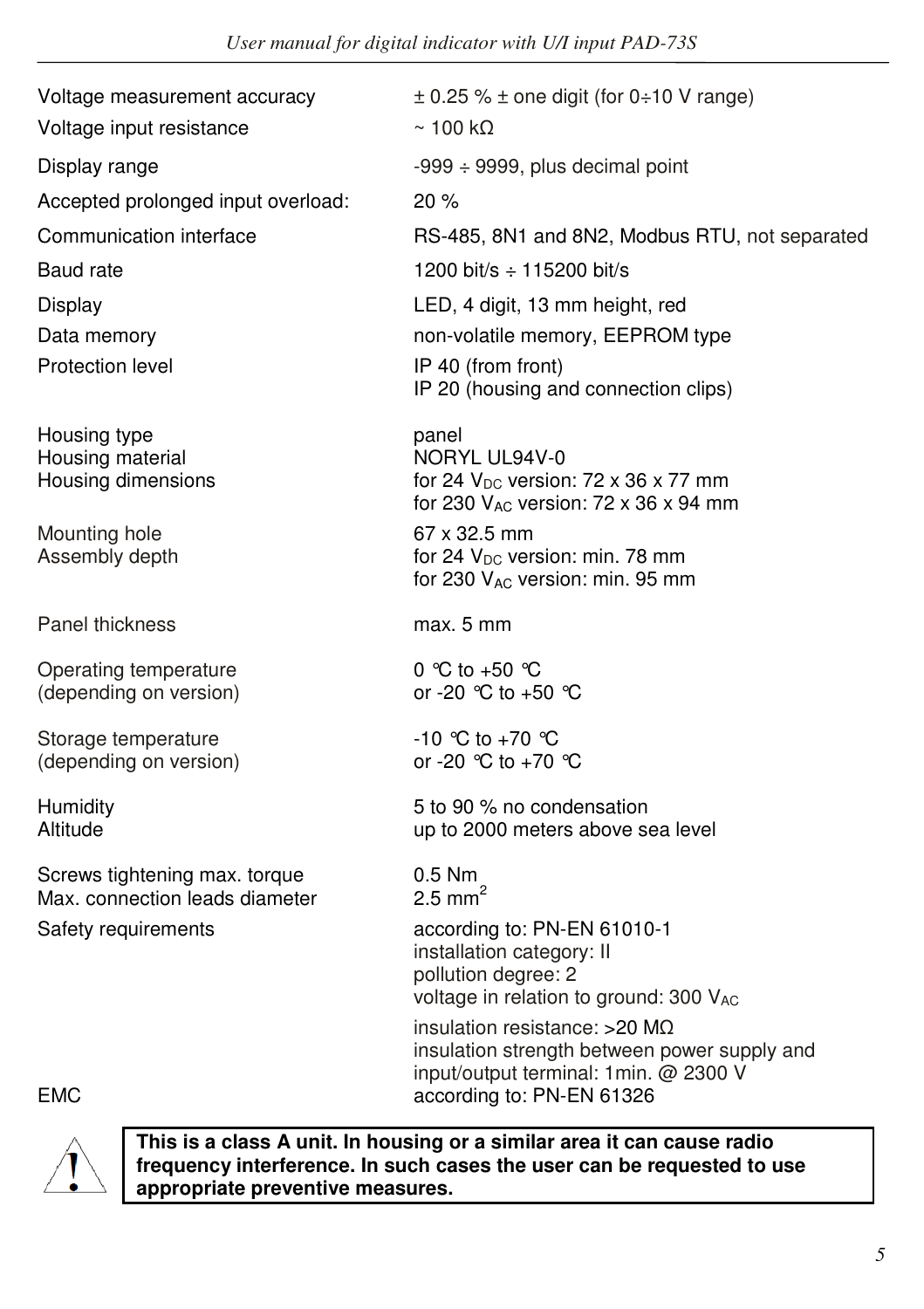| | |
|---|---|
| Voltage measurement accuracy | ± 0.25 % ± one digit (for 0÷10 V range) |
| Voltage input resistance | ~ 100 kΩ |
| Display range | -999 ÷ 9999, plus decimal point |
| Accepted prolonged input overload: | 20 % |
| Communication interface | RS-485, 8N1 and 8N2, Modbus RTU, not separated |
| Baud rate | 1200 bit/s ÷ 115200 bit/s |
| Display | LED, 4 digit, 13 mm height, red |
| Data memory | non-volatile memory, EEPROM type |
| Protection level | IP 40 (from front)<br>IP 20 (housing and connection clips) |
| Housing type | panel |
| Housing material | NORYL UL94V-0 |
| Housing dimensions | for 24 $V_{DC}$ version: 72 x 36 x 77 mm<br>for 230 $V_{AC}$ version: 72 x 36 x 94 mm |
| Mounting hole | 67 x 32.5 mm |
| Assembly depth | for 24 $V_{DC}$ version: min. 78 mm<br>for 230 $V_{AC}$ version: min. 95 mm |
| Panel thickness | max. 5 mm |
| Operating temperature<br>(depending on version) | 0 °C to +50 °C<br>or -20 °C to +50 °C |
| Storage temperature<br>(depending on version) | -10 °C to +70 °C<br>or -20 °C to +70 °C |
| Humidity | 5 to 90 % no condensation |
| Altitude | up to 2000 meters above sea level |
| Screws tightening max. torque | 0.5 Nm |
| Max. connection leads diameter | 2.5 $mm^2$ |
| Safety requirements | according to: PN-EN 61010-1<br>installation category: II<br>pollution degree: 2<br>voltage in relation to ground: 300 $V_{AC}$<br>insulation resistance: >20 MΩ<br>insulation strength between power supply and input/output terminal: 1min. @ 2300 V |
| EMC | according to: PN-EN 61326 |

**This is a class A unit. In housing or a similar area it can cause radio frequency interference. In such cases the user can be requested to use appropriate preventive measures.**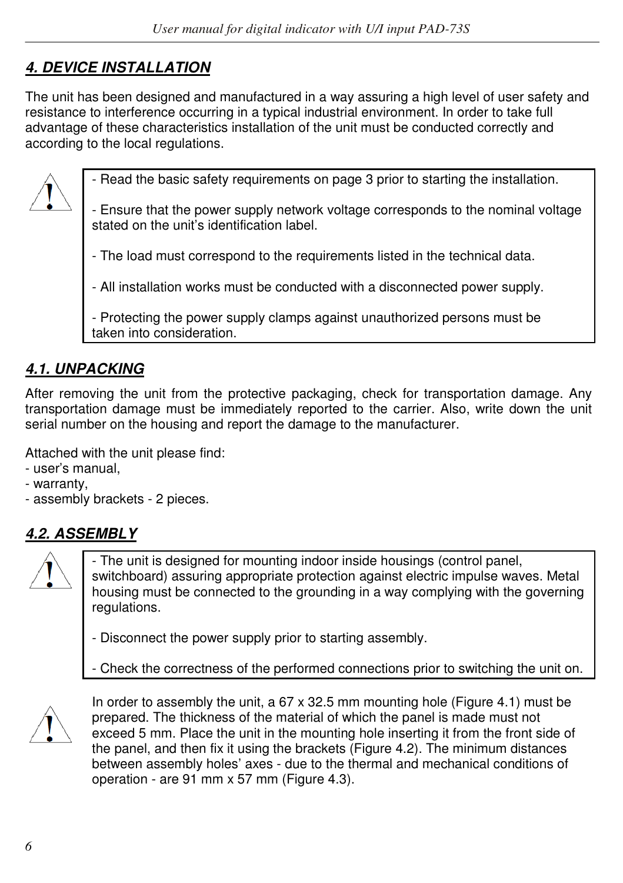## 4. DEVICE INSTALLATION

The unit has been designed and manufactured in a way assuring a high level of user safety and resistance to interference occurring in a typical industrial environment. In order to take full advantage of these characteristics installation of the unit must be conducted correctly and according to the local regulations.

> - Read the basic safety requirements on page 3 prior to starting the installation.
>
> - Ensure that the power supply network voltage corresponds to the nominal voltage stated on the unit's identification label.
>
> - The load must correspond to the requirements listed in the technical data.
>
> - All installation works must be conducted with a disconnected power supply.
>
> - Protecting the power supply clamps against unauthorized persons must be taken into consideration.

### 4.1. UNPACKING

After removing the unit from the protective packaging, check for transportation damage. Any transportation damage must be immediately reported to the carrier. Also, write down the unit serial number on the housing and report the damage to the manufacturer.

Attached with the unit please find:
- user's manual,
- warranty,
- assembly brackets - 2 pieces.

### 4.2. ASSEMBLY

> - The unit is designed for mounting indoor inside housings (control panel, switchboard) assuring appropriate protection against electric impulse waves. Metal housing must be connected to the grounding in a way complying with the governing regulations.
>
> - Disconnect the power supply prior to starting assembly.
>
> - Check the correctness of the performed connections prior to switching the unit on.

In order to assembly the unit, a 67 x 32.5 mm mounting hole (Figure 4.1) must be prepared. The thickness of the material of which the panel is made must not exceed 5 mm. Place the unit in the mounting hole inserting it from the front side of the panel, and then fix it using the brackets (Figure 4.2). The minimum distances between assembly holes' axes - due to the thermal and mechanical conditions of operation - are 91 mm x 57 mm (Figure 4.3).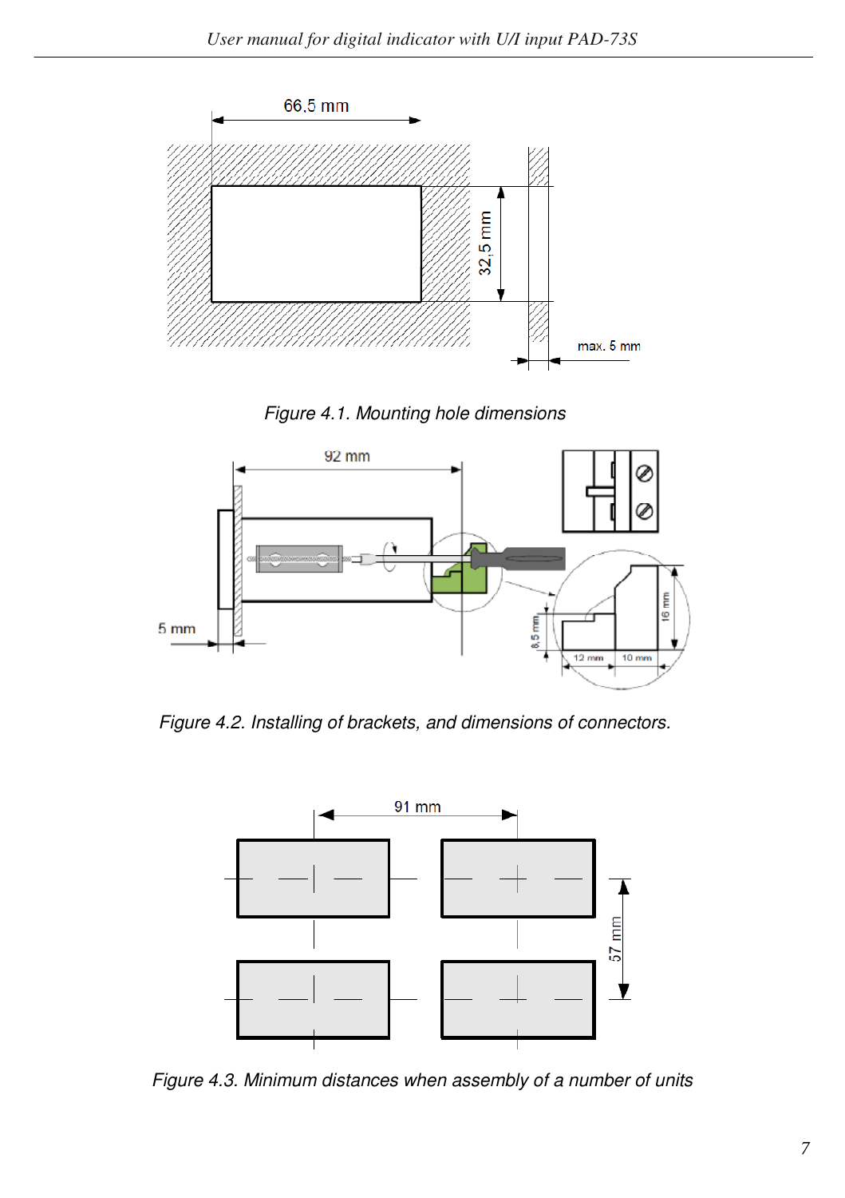Figure 4.1. Mounting hole dimensions

Figure 4.2. Installing of brackets, and dimensions of connectors.

Figure 4.3. Minimum distances when assembly of a number of units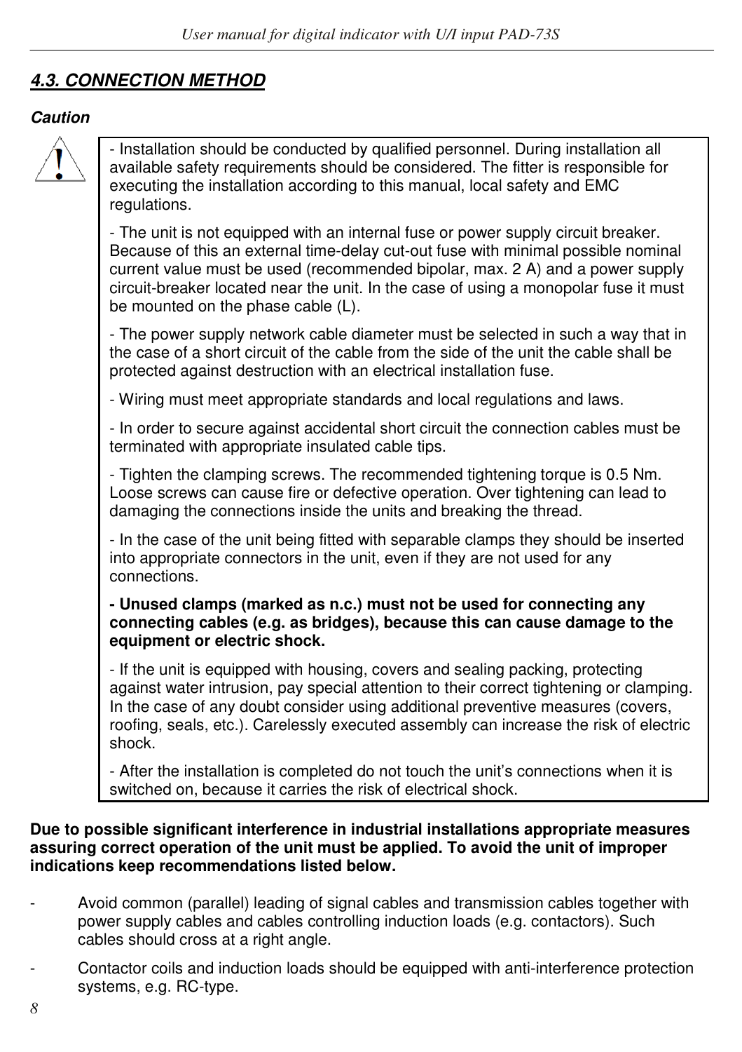## *4.3. CONNECTION METHOD*

***Caution***

- Installation should be conducted by qualified personnel. During installation all available safety requirements should be considered. The fitter is responsible for executing the installation according to this manual, local safety and EMC regulations.

- The unit is not equipped with an internal fuse or power supply circuit breaker. Because of this an external time-delay cut-out fuse with minimal possible nominal current value must be used (recommended bipolar, max. 2 A) and a power supply circuit-breaker located near the unit. In the case of using a monopolar fuse it must be mounted on the phase cable (L).

- The power supply network cable diameter must be selected in such a way that in the case of a short circuit of the cable from the side of the unit the cable shall be protected against destruction with an electrical installation fuse.

- Wiring must meet appropriate standards and local regulations and laws.

- In order to secure against accidental short circuit the connection cables must be terminated with appropriate insulated cable tips.

- Tighten the clamping screws. The recommended tightening torque is 0.5 Nm. Loose screws can cause fire or defective operation. Over tightening can lead to damaging the connections inside the units and breaking the thread.

- In the case of the unit being fitted with separable clamps they should be inserted into appropriate connectors in the unit, even if they are not used for any connections.

**- Unused clamps (marked as n.c.) must not be used for connecting any connecting cables (e.g. as bridges), because this can cause damage to the equipment or electric shock.**

- If the unit is equipped with housing, covers and sealing packing, protecting against water intrusion, pay special attention to their correct tightening or clamping. In the case of any doubt consider using additional preventive measures (covers, roofing, seals, etc.). Carelessly executed assembly can increase the risk of electric shock.

- After the installation is completed do not touch the unit's connections when it is switched on, because it carries the risk of electrical shock.

**Due to possible significant interference in industrial installations appropriate measures assuring correct operation of the unit must be applied. To avoid the unit of improper indications keep recommendations listed below.**

- Avoid common (parallel) leading of signal cables and transmission cables together with power supply cables and cables controlling induction loads (e.g. contactors). Such cables should cross at a right angle.
- Contactor coils and induction loads should be equipped with anti-interference protection systems, e.g. RC-type.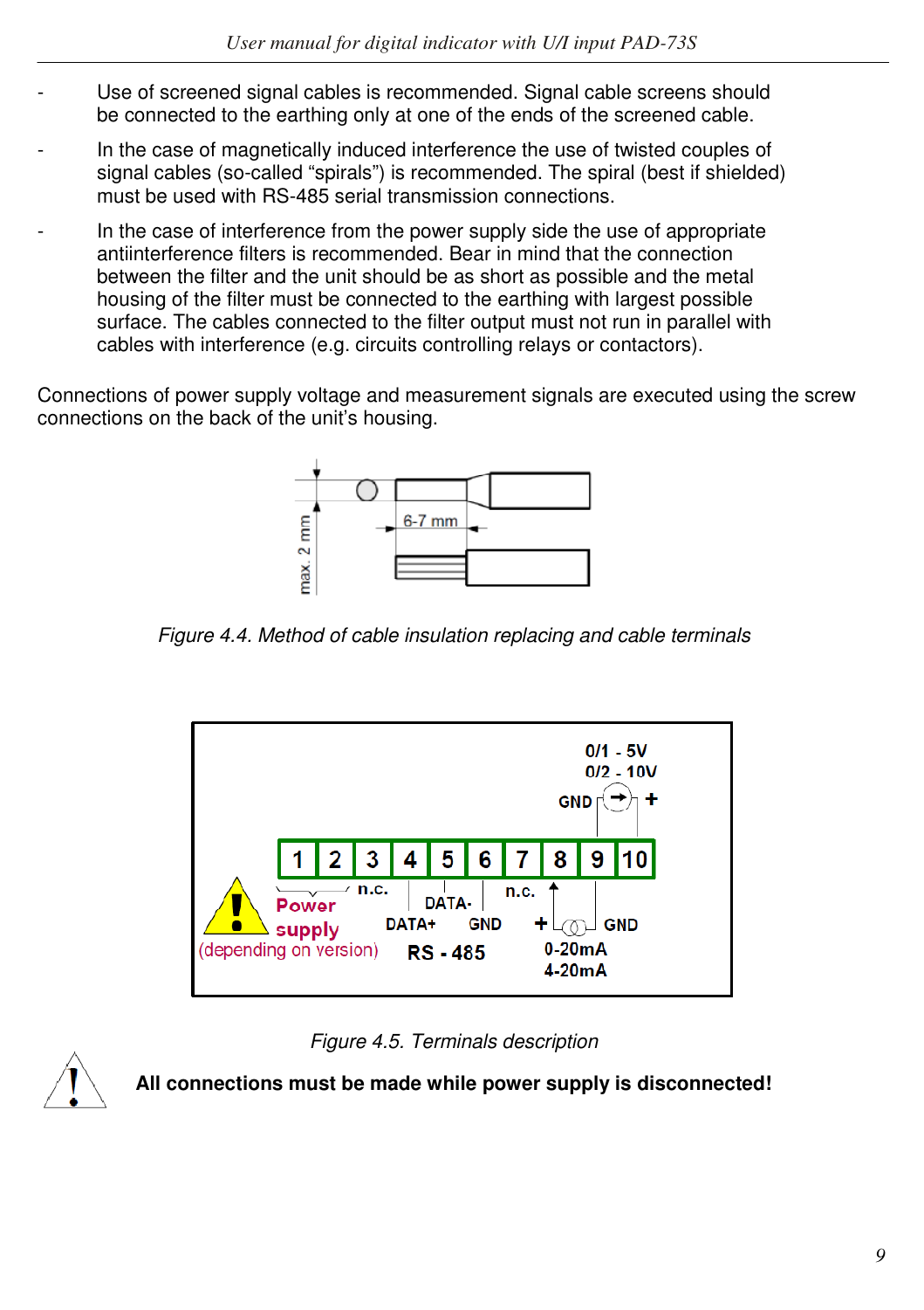- Use of screened signal cables is recommended. Signal cable screens should be connected to the earthing only at one of the ends of the screened cable.
- In the case of magnetically induced interference the use of twisted couples of signal cables (so-called “spirals”) is recommended. The spiral (best if shielded) must be used with RS-485 serial transmission connections.
- In the case of interference from the power supply side the use of appropriate antiinterference filters is recommended. Bear in mind that the connection between the filter and the unit should be as short as possible and the metal housing of the filter must be connected to the earthing with largest possible surface. The cables connected to the filter output must not run in parallel with cables with interference (e.g. circuits controlling relays or contactors).

Connections of power supply voltage and measurement signals are executed using the screw connections on the back of the unit’s housing.

*Figure 4.4. Method of cable insulation replacing and cable terminals*

*Figure 4.5. Terminals description*

**All connections must be made while power supply is disconnected!**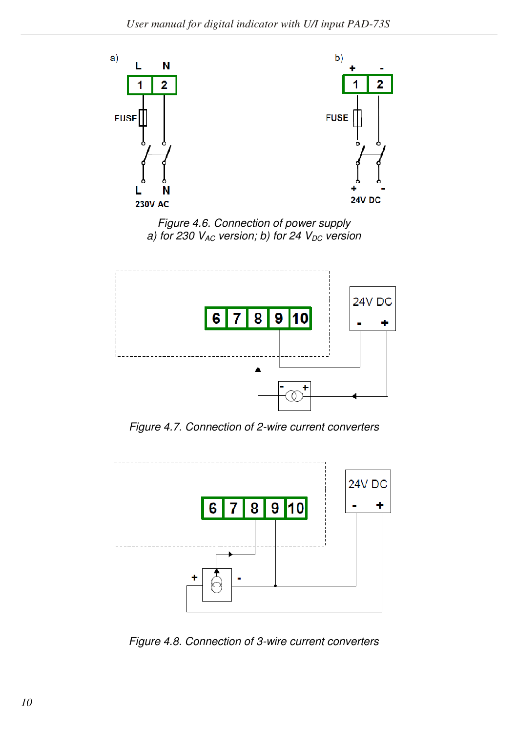Figure 4.6. Connection of power supply
a) for 230 $V_{AC}$ version; b) for 24 $V_{DC}$ version

Figure 4.7. Connection of 2-wire current converters

Figure 4.8. Connection of 3-wire current converters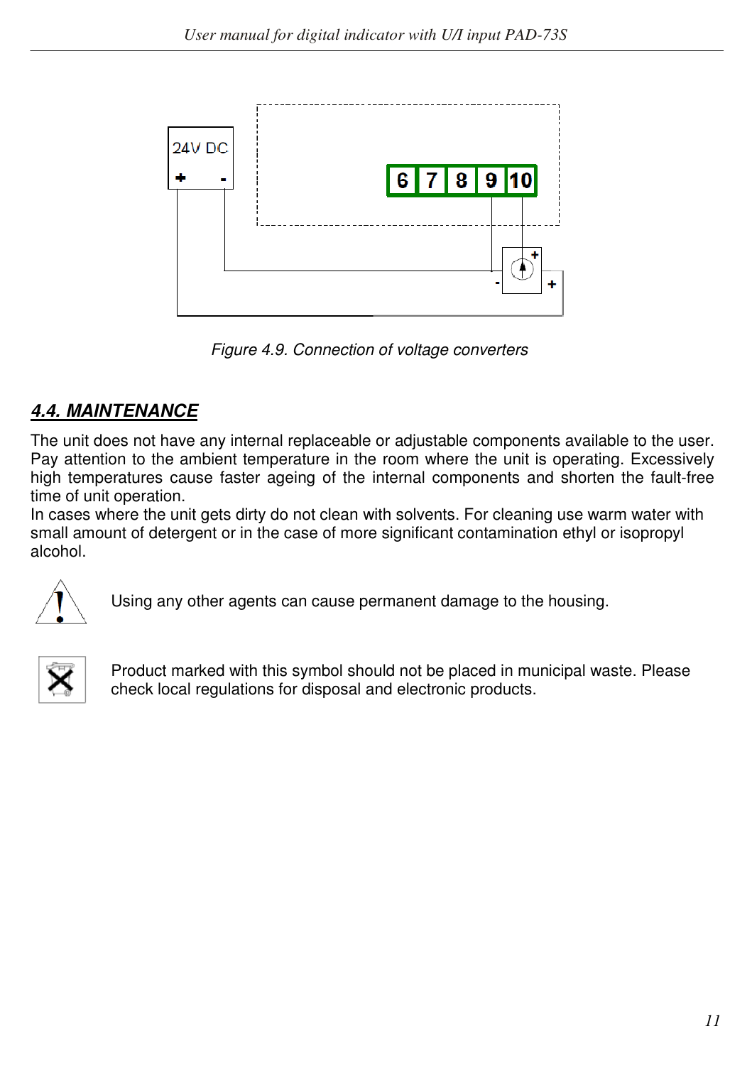Figure 4.9. Connection of voltage converters

## 4.4. MAINTENANCE

The unit does not have any internal replaceable or adjustable components available to the user. Pay attention to the ambient temperature in the room where the unit is operating. Excessively high temperatures cause faster ageing of the internal components and shorten the fault-free time of unit operation.
In cases where the unit gets dirty do not clean with solvents. For cleaning use warm water with small amount of detergent or in the case of more significant contamination ethyl or isopropyl alcohol.

Using any other agents can cause permanent damage to the housing.

Product marked with this symbol should not be placed in municipal waste. Please check local regulations for disposal and electronic products.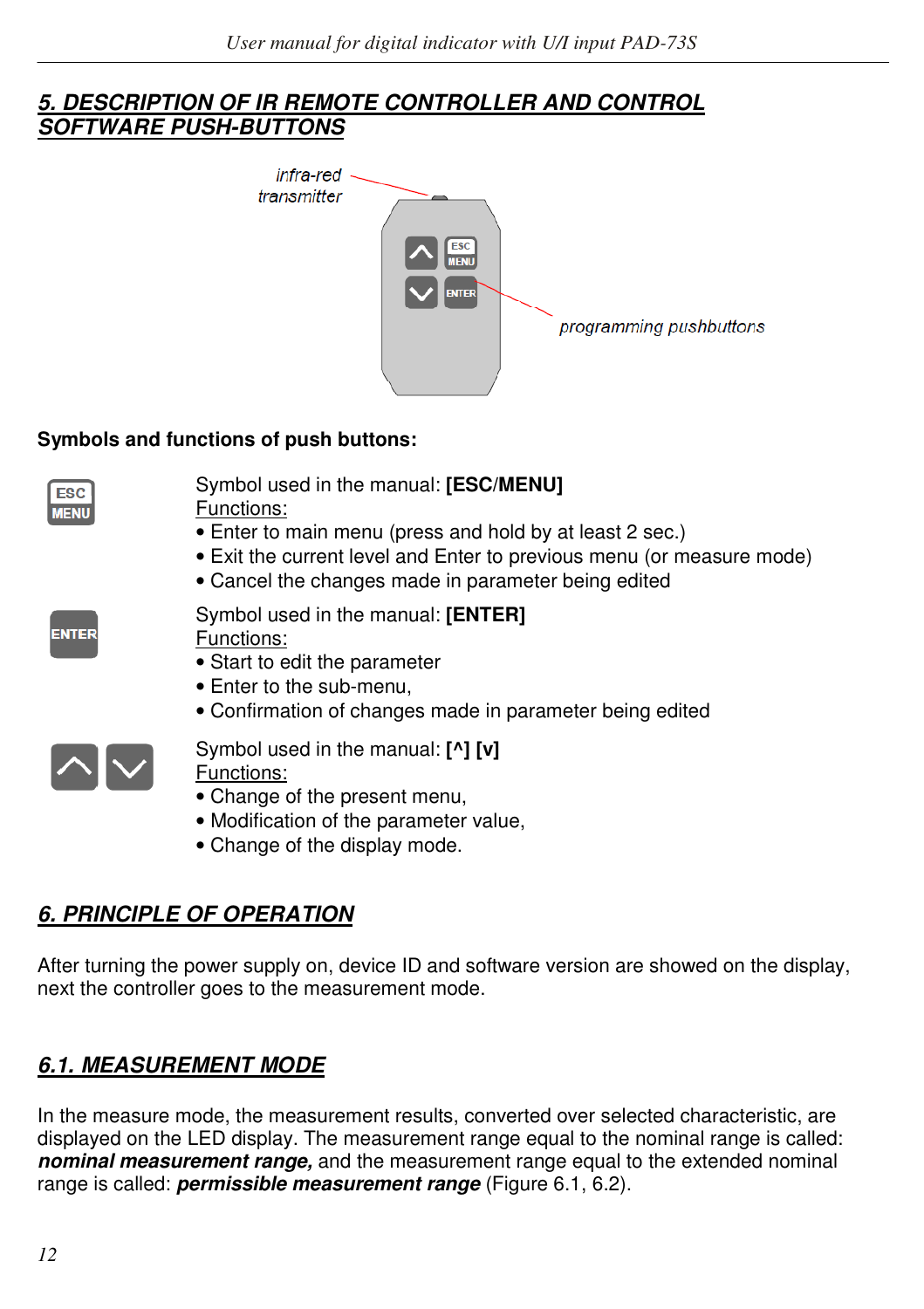## 5. DESCRIPTION OF IR REMOTE CONTROLLER AND CONTROL SOFTWARE PUSH-BUTTONS

**Symbols and functions of push buttons:**

Symbol used in the manual: **[ESC/MENU]**
Functions:
- Enter to main menu (press and hold by at least 2 sec.)
- Exit the current level and Enter to previous menu (or measure mode)
- Cancel the changes made in parameter being edited

Symbol used in the manual: **[ENTER]**
Functions:
- Start to edit the parameter
- Enter to the sub-menu,
- Confirmation of changes made in parameter being edited

Symbol used in the manual: **[^] [v]**
Functions:
- Change of the present menu,
- Modification of the parameter value,
- Change of the display mode.

## 6. PRINCIPLE OF OPERATION

After turning the power supply on, device ID and software version are showed on the display, next the controller goes to the measurement mode.

### 6.1. MEASUREMENT MODE

In the measure mode, the measurement results, converted over selected characteristic, are displayed on the LED display. The measurement range equal to the nominal range is called: ***nominal measurement range,*** and the measurement range equal to the extended nominal range is called: ***permissible measurement range*** (Figure 6.1, 6.2).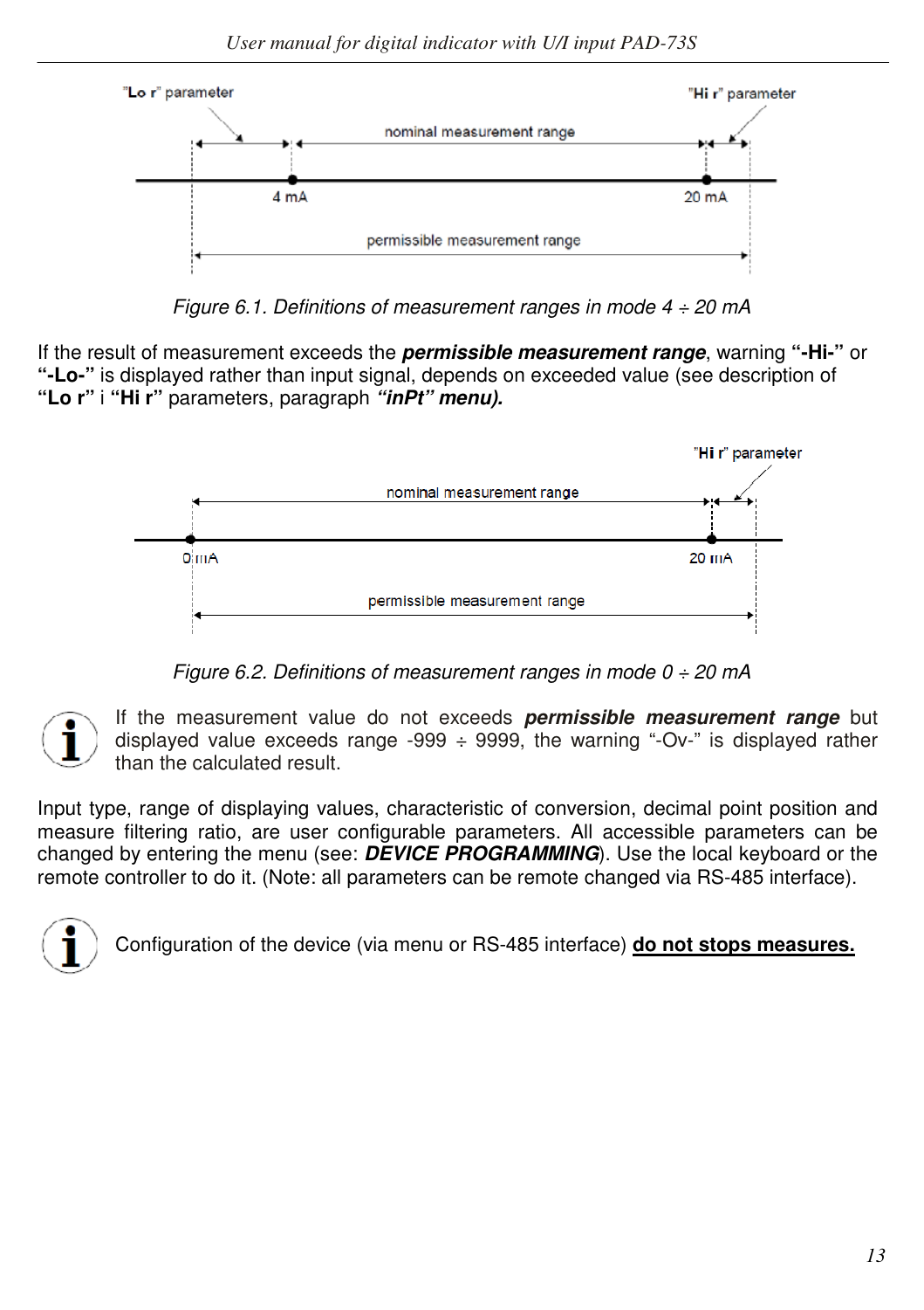"Lo r" parameter

"Hi r" parameter

nominal measurement range

4 mA

20 mA

permissible measurement range

*Figure 6.1. Definitions of measurement ranges in mode 4 ÷ 20 mA*

If the result of measurement exceeds the ***permissible measurement range***, warning **"-Hi-"** or **"-Lo-"** is displayed rather than input signal, depends on exceeded value (see description of **"Lo r"** i **"Hi r"** parameters, paragraph ***"inPt" menu).***

"Hi r" parameter

nominal measurement range

0 mA

20 mA

permissible measurement range

*Figure 6.2. Definitions of measurement ranges in mode 0 ÷ 20 mA*

If the measurement value do not exceeds ***permissible measurement range*** but displayed value exceeds range -999 ÷ 9999, the warning "-Ov-" is displayed rather than the calculated result.

Input type, range of displaying values, characteristic of conversion, decimal point position and measure filtering ratio, are user configurable parameters. All accessible parameters can be changed by entering the menu (see: ***DEVICE PROGRAMMING***). Use the local keyboard or the remote controller to do it. (Note: all parameters can be remote changed via RS-485 interface).

Configuration of the device (via menu or RS-485 interface) **do not stops measures.**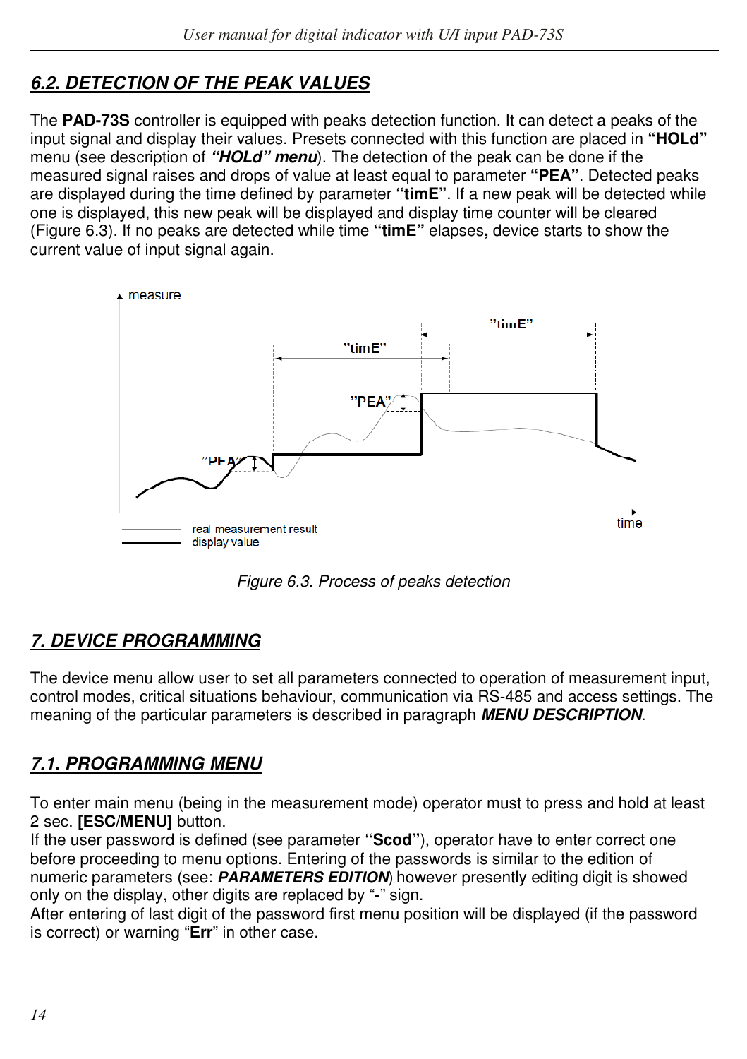## 6.2. DETECTION OF THE PEAK VALUES

The **PAD-73S** controller is equipped with peaks detection function. It can detect a peaks of the input signal and display their values. Presets connected with this function are placed in **"HOLd"** menu (see description of ***"HOLd" menu***). The detection of the peak can be done if the measured signal raises and drops of value at least equal to parameter **"PEA"**. Detected peaks are displayed during the time defined by parameter **"timE"**. If a new peak will be detected while one is displayed, this new peak will be displayed and display time counter will be cleared (Figure 6.3). If no peaks are detected while time **"timE"** elapses**,** device starts to show the current value of input signal again.

*Figure 6.3. Process of peaks detection*

## 7. DEVICE PROGRAMMING

The device menu allow user to set all parameters connected to operation of measurement input, control modes, critical situations behaviour, communication via RS-485 and access settings. The meaning of the particular parameters is described in paragraph ***MENU DESCRIPTION***.

### 7.1. PROGRAMMING MENU

To enter main menu (being in the measurement mode) operator must to press and hold at least 2 sec. **[ESC/MENU]** button.
If the user password is defined (see parameter **"Scod"**), operator have to enter correct one before proceeding to menu options. Entering of the passwords is similar to the edition of numeric parameters (see: ***PARAMETERS EDITION***) however presently editing digit is showed only on the display, other digits are replaced by "**-**" sign.
After entering of last digit of the password first menu position will be displayed (if the password is correct) or warning "**Err**" in other case.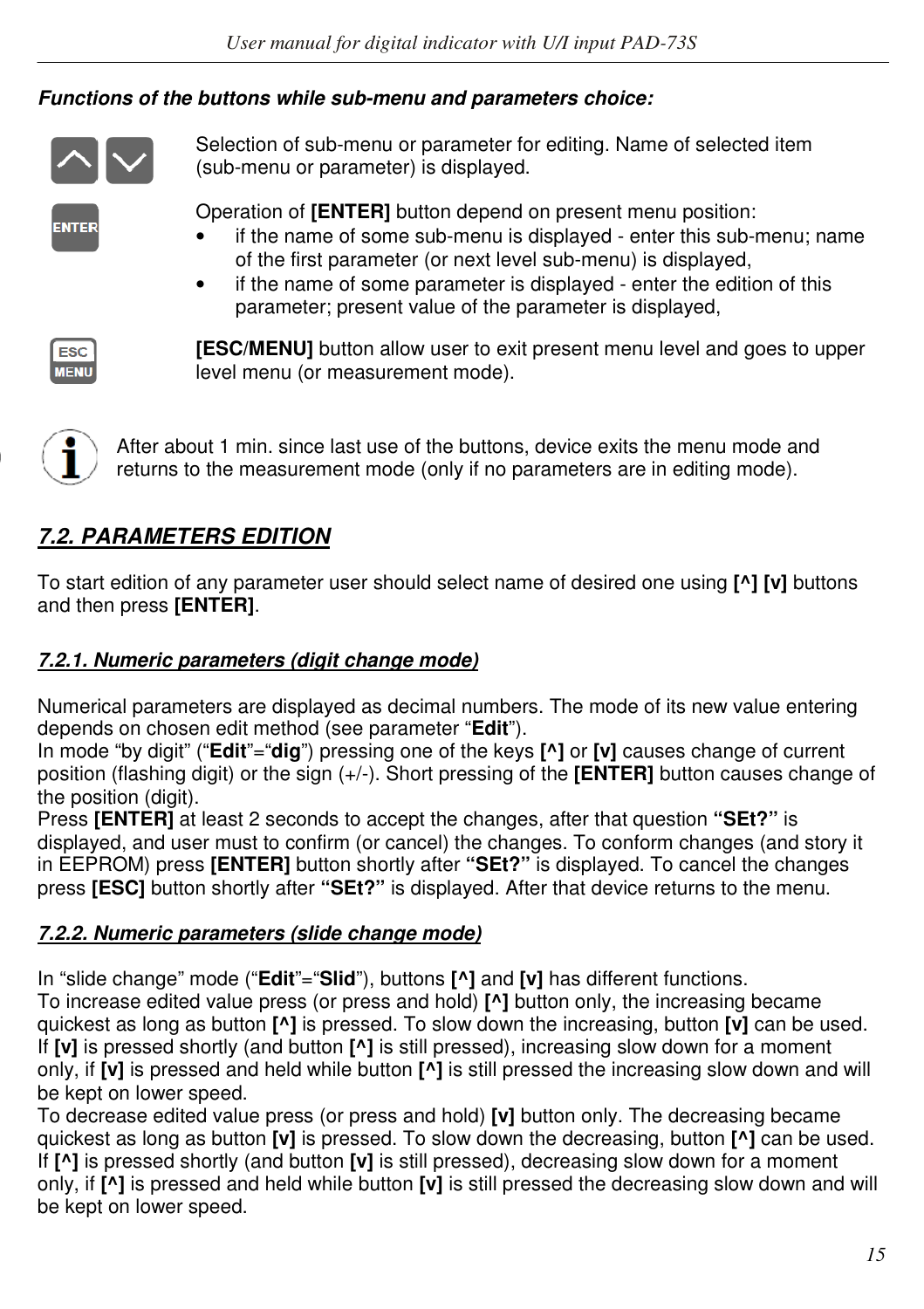***Functions of the buttons while sub-menu and parameters choice:***

Selection of sub-menu or parameter for editing. Name of selected item (sub-menu or parameter) is displayed.

Operation of **[ENTER]** button depend on present menu position:

- if the name of some sub-menu is displayed - enter this sub-menu; name of the first parameter (or next level sub-menu) is displayed,
- if the name of some parameter is displayed - enter the edition of this parameter; present value of the parameter is displayed,

**[ESC/MENU]** button allow user to exit present menu level and goes to upper level menu (or measurement mode).

After about 1 min. since last use of the buttons, device exits the menu mode and returns to the measurement mode (only if no parameters are in editing mode).

## *7.2. PARAMETERS EDITION*

To start edition of any parameter user should select name of desired one using **[^] [v]** buttons and then press **[ENTER]**.

### *7.2.1. Numeric parameters (digit change mode)*

Numerical parameters are displayed as decimal numbers. The mode of its new value entering depends on chosen edit method (see parameter "**Edit**").
In mode "by digit" ("**Edit**"="**dig**") pressing one of the keys **[^]** or **[v]** causes change of current position (flashing digit) or the sign (+/-). Short pressing of the **[ENTER]** button causes change of the position (digit).
Press **[ENTER]** at least 2 seconds to accept the changes, after that question **"SEt?"** is displayed, and user must to confirm (or cancel) the changes. To conform changes (and story it in EEPROM) press **[ENTER]** button shortly after **"SEt?"** is displayed. To cancel the changes press **[ESC]** button shortly after **"SEt?"** is displayed. After that device returns to the menu.

### *7.2.2. Numeric parameters (slide change mode)*

In "slide change" mode ("**Edit**"="**Slid**"), buttons **[^]** and **[v]** has different functions.
To increase edited value press (or press and hold) **[^]** button only, the increasing became quickest as long as button **[^]** is pressed. To slow down the increasing, button **[v]** can be used. If **[v]** is pressed shortly (and button **[^]** is still pressed), increasing slow down for a moment only, if **[v]** is pressed and held while button **[^]** is still pressed the increasing slow down and will be kept on lower speed.
To decrease edited value press (or press and hold) **[v]** button only. The decreasing became quickest as long as button **[v]** is pressed. To slow down the decreasing, button **[^]** can be used. If **[^]** is pressed shortly (and button **[v]** is still pressed), decreasing slow down for a moment only, if **[^]** is pressed and held while button **[v]** is still pressed the decreasing slow down and will be kept on lower speed.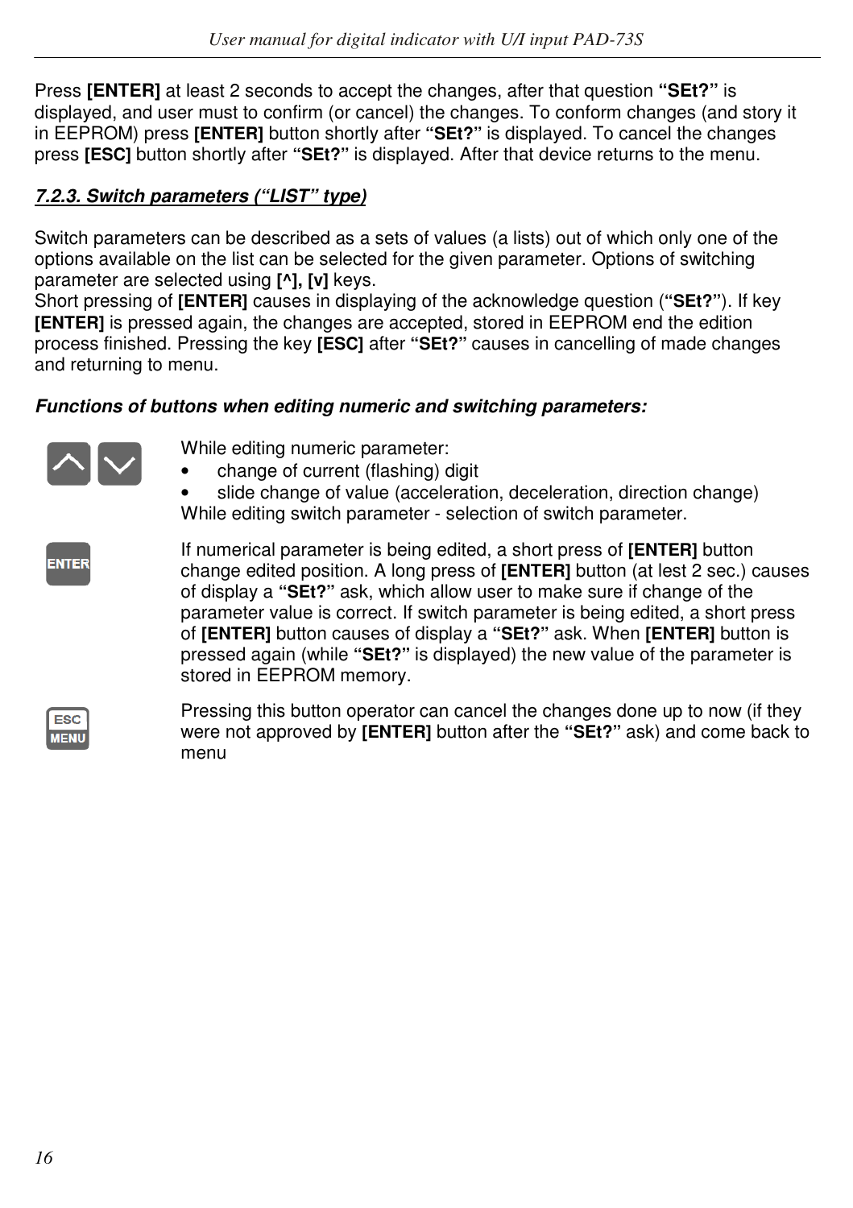Press **[ENTER]** at least 2 seconds to accept the changes, after that question **"SEt?"** is displayed, and user must to confirm (or cancel) the changes. To conform changes (and story it in EEPROM) press **[ENTER]** button shortly after **"SEt?"** is displayed. To cancel the changes press **[ESC]** button shortly after **"SEt?"** is displayed. After that device returns to the menu.

### *7.2.3. Switch parameters ("LIST" type)*

Switch parameters can be described as a sets of values (a lists) out of which only one of the options available on the list can be selected for the given parameter. Options of switching parameter are selected using **[^], [v]** keys.
Short pressing of **[ENTER]** causes in displaying of the acknowledge question (**"SEt?"**). If key **[ENTER]** is pressed again, the changes are accepted, stored in EEPROM end the edition process finished. Pressing the key **[ESC]** after **"SEt?"** causes in cancelling of made changes and returning to menu.

***Functions of buttons when editing numeric and switching parameters:***

**[^] [v]**

While editing numeric parameter:
- change of current (flashing) digit
- slide change of value (acceleration, deceleration, direction change)

While editing switch parameter - selection of switch parameter.

**ENTER**

If numerical parameter is being edited, a short press of **[ENTER]** button change edited position. A long press of **[ENTER]** button (at lest 2 sec.) causes of display a **"SEt?"** ask, which allow user to make sure if change of the parameter value is correct. If switch parameter is being edited, a short press of **[ENTER]** button causes of display a **"SEt?"** ask. When **[ENTER]** button is pressed again (while **"SEt?"** is displayed) the new value of the parameter is stored in EEPROM memory.

**ESC MENU**

Pressing this button operator can cancel the changes done up to now (if they were not approved by **[ENTER]** button after the **"SEt?"** ask) and come back to menu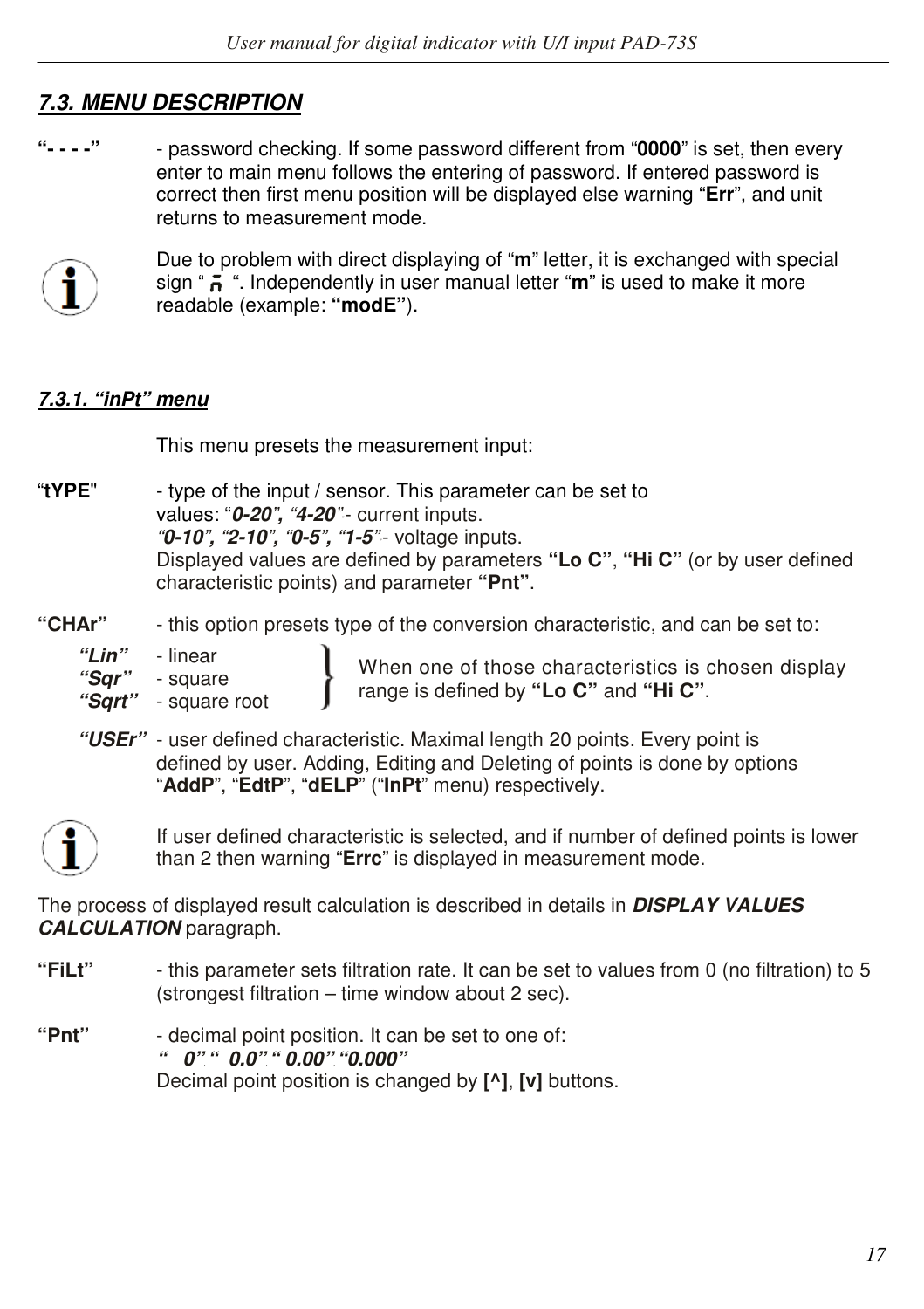## *7.3. MENU DESCRIPTION*

**"- - - -"** - password checking. If some password different from "**0000**" is set, then every enter to main menu follows the entering of password. If entered password is correct then first menu position will be displayed else warning "**Err**", and unit returns to measurement mode.

Due to problem with direct displaying of "**m**" letter, it is exchanged with special sign " ꟺ ". Independently in user manual letter "**m**" is used to make it more readable (example: **"modE"**).

### *7.3.1. "inPt" menu*

This menu presets the measurement input:

"**tYPE**" - type of the input / sensor. This parameter can be set to values: "***0-20", "4-20***"- current inputs.
*"**0-10**", "**2-10**", "**0-5**", "**1-5**"*- voltage inputs.
Displayed values are defined by parameters **"Lo C"**, **"Hi C"** (or by user defined characteristic points) and parameter **"Pnt"**.

**"CHAr"** - this option presets type of the conversion characteristic, and can be set to:

- ***"Lin"*** - linear
- ***"Sqr"*** - square
- ***"Sqrt"*** - square root

When one of those characteristics is chosen display range is defined by **"Lo C"** and **"Hi C"**.

- ***"USEr"*** - user defined characteristic. Maximal length 20 points. Every point is defined by user. Adding, Editing and Deleting of points is done by options "**AddP**", "**EdtP**", "**dELP**" ("**InPt**" menu) respectively.

If user defined characteristic is selected, and if number of defined points is lower than 2 then warning "**Errc**" is displayed in measurement mode.

The process of displayed result calculation is described in details in ***DISPLAY VALUES CALCULATION*** paragraph.

**"FiLt"** - this parameter sets filtration rate. It can be set to values from 0 (no filtration) to 5 (strongest filtration – time window about 2 sec).

**"Pnt"** - decimal point position. It can be set to one of:
***"   0", "  0.0", " 0.00", "0.000"***
Decimal point position is changed by **[^]**, **[v]** buttons.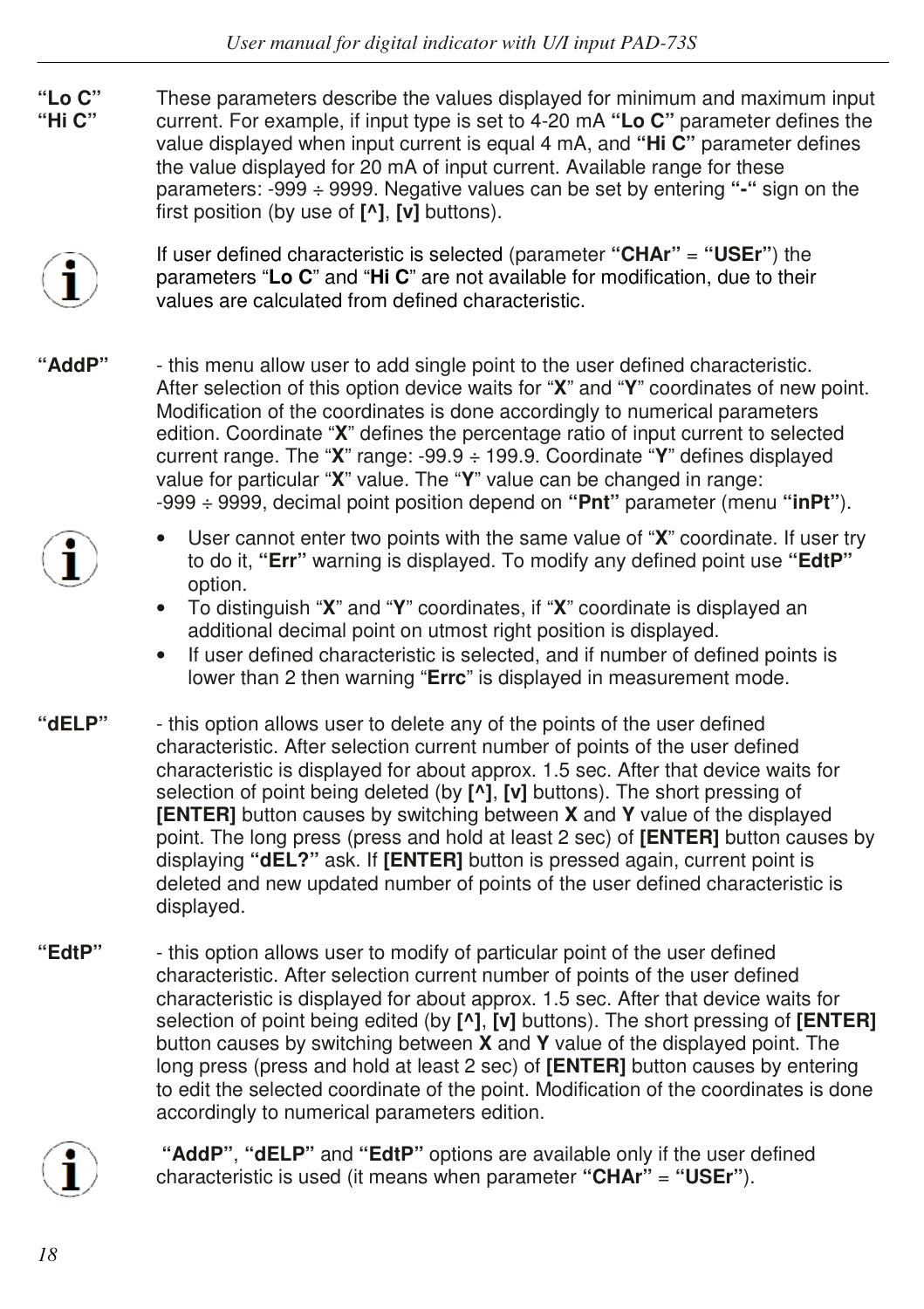**"Lo C"**
**"Hi C"**

These parameters describe the values displayed for minimum and maximum input current. For example, if input type is set to 4-20 mA **"Lo C"** parameter defines the value displayed when input current is equal 4 mA, and **"Hi C"** parameter defines the value displayed for 20 mA of input current. Available range for these parameters: -999 ÷ 9999. Negative values can be set by entering **"-"** sign on the first position (by use of **[^]**, **[v]** buttons).

If user defined characteristic is selected (parameter **"CHAr"** = **"USEr"**) the parameters "**Lo C**" and "**Hi C**" are not available for modification, due to their values are calculated from defined characteristic.

**"AddP"**

- this menu allow user to add single point to the user defined characteristic. After selection of this option device waits for "**X**" and "**Y**" coordinates of new point. Modification of the coordinates is done accordingly to numerical parameters edition. Coordinate "**X**" defines the percentage ratio of input current to selected current range. The "**X**" range: -99.9 ÷ 199.9. Coordinate "**Y**" defines displayed value for particular "**X**" value. The "**Y**" value can be changed in range: -999 ÷ 9999, decimal point position depend on **"Pnt"** parameter (menu **"inPt"**).

- User cannot enter two points with the same value of "**X**" coordinate. If user try to do it, **"Err"** warning is displayed. To modify any defined point use **"EdtP"** option.
- To distinguish "**X**" and "**Y**" coordinates, if "**X**" coordinate is displayed an additional decimal point on utmost right position is displayed.
- If user defined characteristic is selected, and if number of defined points is lower than 2 then warning "**Errc**" is displayed in measurement mode.

**"dELP"**

- this option allows user to delete any of the points of the user defined characteristic. After selection current number of points of the user defined characteristic is displayed for about approx. 1.5 sec. After that device waits for selection of point being deleted (by **[^]**, **[v]** buttons). The short pressing of **[ENTER]** button causes by switching between **X** and **Y** value of the displayed point. The long press (press and hold at least 2 sec) of **[ENTER]** button causes by displaying **"dEL?"** ask. If **[ENTER]** button is pressed again, current point is deleted and new updated number of points of the user defined characteristic is displayed.

**"EdtP"**

- this option allows user to modify of particular point of the user defined characteristic. After selection current number of points of the user defined characteristic is displayed for about approx. 1.5 sec. After that device waits for selection of point being edited (by **[^]**, **[v]** buttons). The short pressing of **[ENTER]** button causes by switching between **X** and **Y** value of the displayed point. The long press (press and hold at least 2 sec) of **[ENTER]** button causes by entering to edit the selected coordinate of the point. Modification of the coordinates is done accordingly to numerical parameters edition.

**"AddP"**, **"dELP"** and **"EdtP"** options are available only if the user defined characteristic is used (it means when parameter **"CHAr"** = **"USEr"**).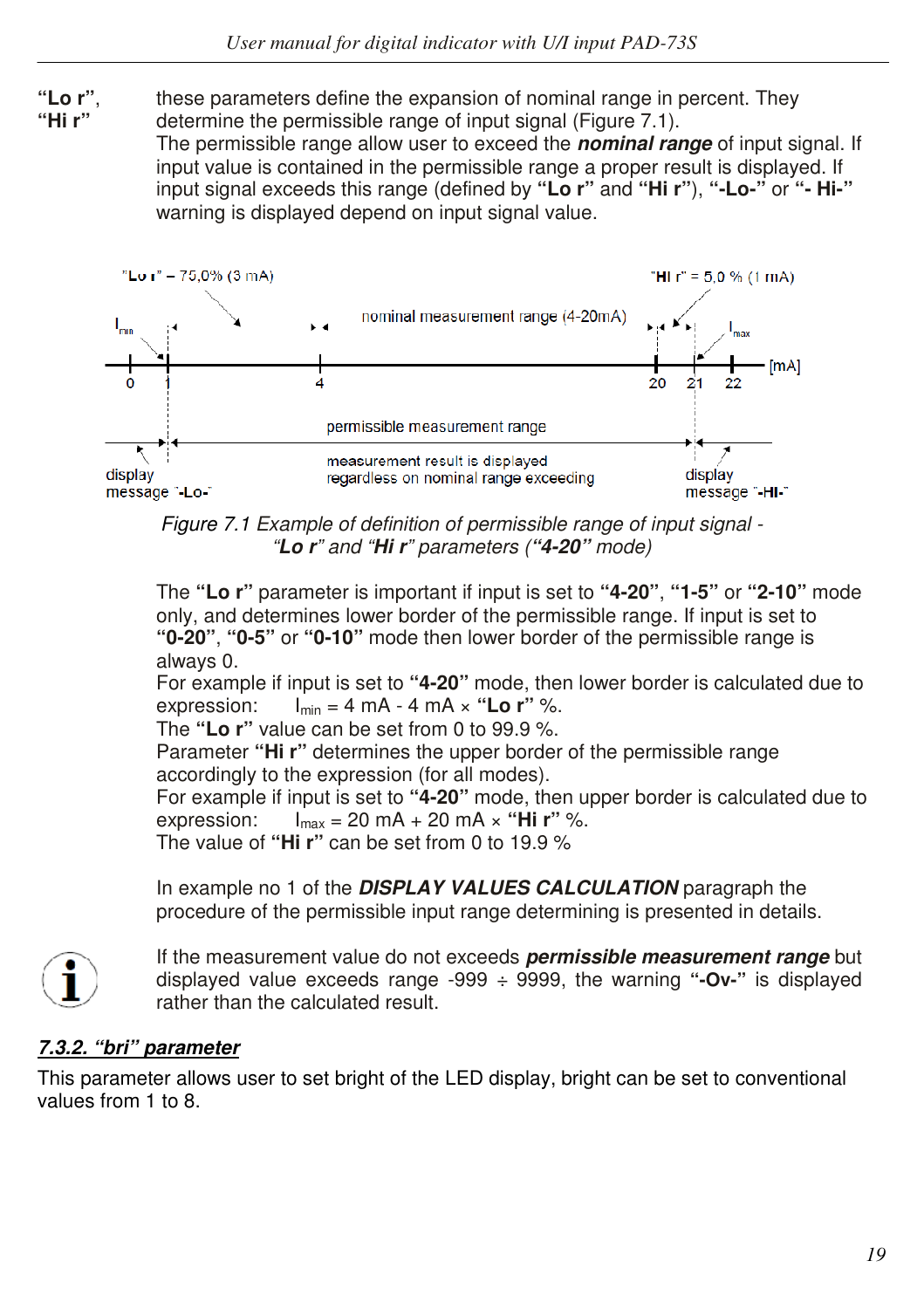**"Lo r", "Hi r"** these parameters define the expansion of nominal range in percent. They determine the permissible range of input signal (Figure 7.1).
The permissible range allow user to exceed the ***nominal range*** of input signal. If input value is contained in the permissible range a proper result is displayed. If input signal exceeds this range (defined by **"Lo r"** and **"Hi r"**), **"-Lo-"** or **"- Hi-"** warning is displayed depend on input signal value.

*Figure 7.1 Example of definition of permissible range of input signal - "**Lo r**" and "**Hi r**" parameters ("**4-20**" mode)*

The **"Lo r"** parameter is important if input is set to **"4-20"**, **"1-5"** or **"2-10"** mode only, and determines lower border of the permissible range. If input is set to **"0-20"**, **"0-5"** or **"0-10"** mode then lower border of the permissible range is always 0.
For example if input is set to **"4-20"** mode, then lower border is calculated due to expression: $I_{min}$ = 4 mA - 4 mA × **"Lo r"** %.
The **"Lo r"** value can be set from 0 to 99.9 %.
Parameter **"Hi r"** determines the upper border of the permissible range accordingly to the expression (for all modes).
For example if input is set to **"4-20"** mode, then upper border is calculated due to expression: $I_{max}$ = 20 mA + 20 mA × **"Hi r"** %.
The value of **"Hi r"** can be set from 0 to 19.9 %

In example no 1 of the ***DISPLAY VALUES CALCULATION*** paragraph the procedure of the permissible input range determining is presented in details.

If the measurement value do not exceeds ***permissible measurement range*** but displayed value exceeds range -999 ÷ 9999, the warning **"-Ov-"** is displayed rather than the calculated result.

### *7.3.2. "bri" parameter*

This parameter allows user to set bright of the LED display, bright can be set to conventional values from 1 to 8.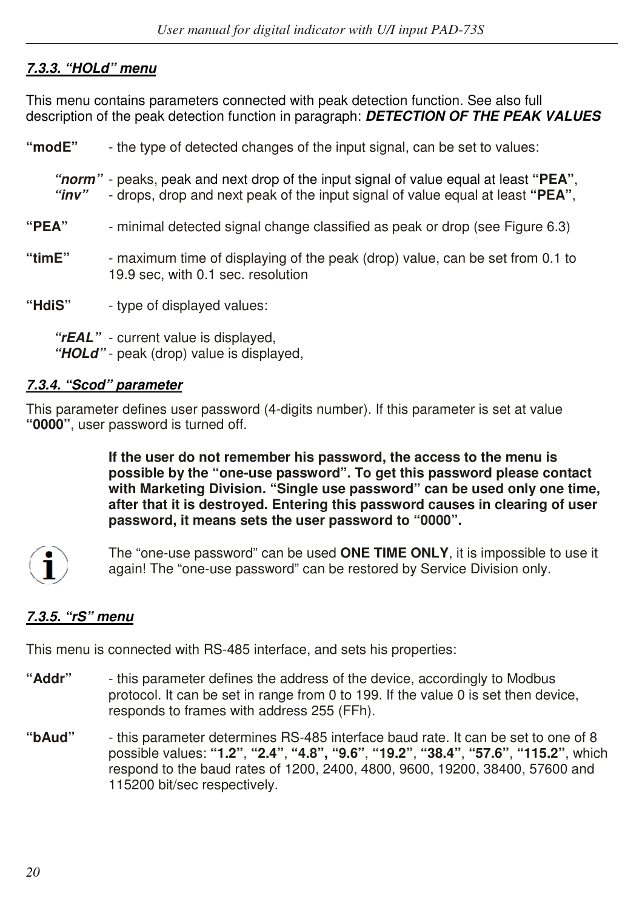#### *7.3.3. "HOLd" menu*

This menu contains parameters connected with peak detection function. See also full description of the peak detection function in paragraph: ***DETECTION OF THE PEAK VALUES***

**"modE"** - the type of detected changes of the input signal, can be set to values:

- ***"norm"*** - peaks, peak and next drop of the input signal of value equal at least **"PEA"**,
- ***"inv"*** - drops, drop and next peak of the input signal of value equal at least **"PEA"**,

**"PEA"** - minimal detected signal change classified as peak or drop (see Figure 6.3)

**"timE"** - maximum time of displaying of the peak (drop) value, can be set from 0.1 to 19.9 sec, with 0.1 sec. resolution

**"HdiS"** - type of displayed values:

- ***"rEAL"*** - current value is displayed,
- ***"HOLd"*** - peak (drop) value is displayed,

#### *7.3.4. "Scod" parameter*

This parameter defines user password (4-digits number). If this parameter is set at value **"0000"**, user password is turned off.

**If the user do not remember his password, the access to the menu is possible by the "one-use password". To get this password please contact with Marketing Division. "Single use password" can be used only one time, after that it is destroyed. Entering this password causes in clearing of user password, it means sets the user password to "0000".**

The "one-use password" can be used **ONE TIME ONLY**, it is impossible to use it again! The "one-use password" can be restored by Service Division only.

#### *7.3.5. "rS" menu*

This menu is connected with RS-485 interface, and sets his properties:

**"Addr"** - this parameter defines the address of the device, accordingly to Modbus protocol. It can be set in range from 0 to 199. If the value 0 is set then device, responds to frames with address 255 (FFh).

**"bAud"** - this parameter determines RS-485 interface baud rate. It can be set to one of 8 possible values: **"1.2"**, **"2.4"**, **"4.8", "9.6"**, **"19.2"**, **"38.4"**, **"57.6"**, **"115.2"**, which respond to the baud rates of 1200, 2400, 4800, 9600, 19200, 38400, 57600 and 115200 bit/sec respectively.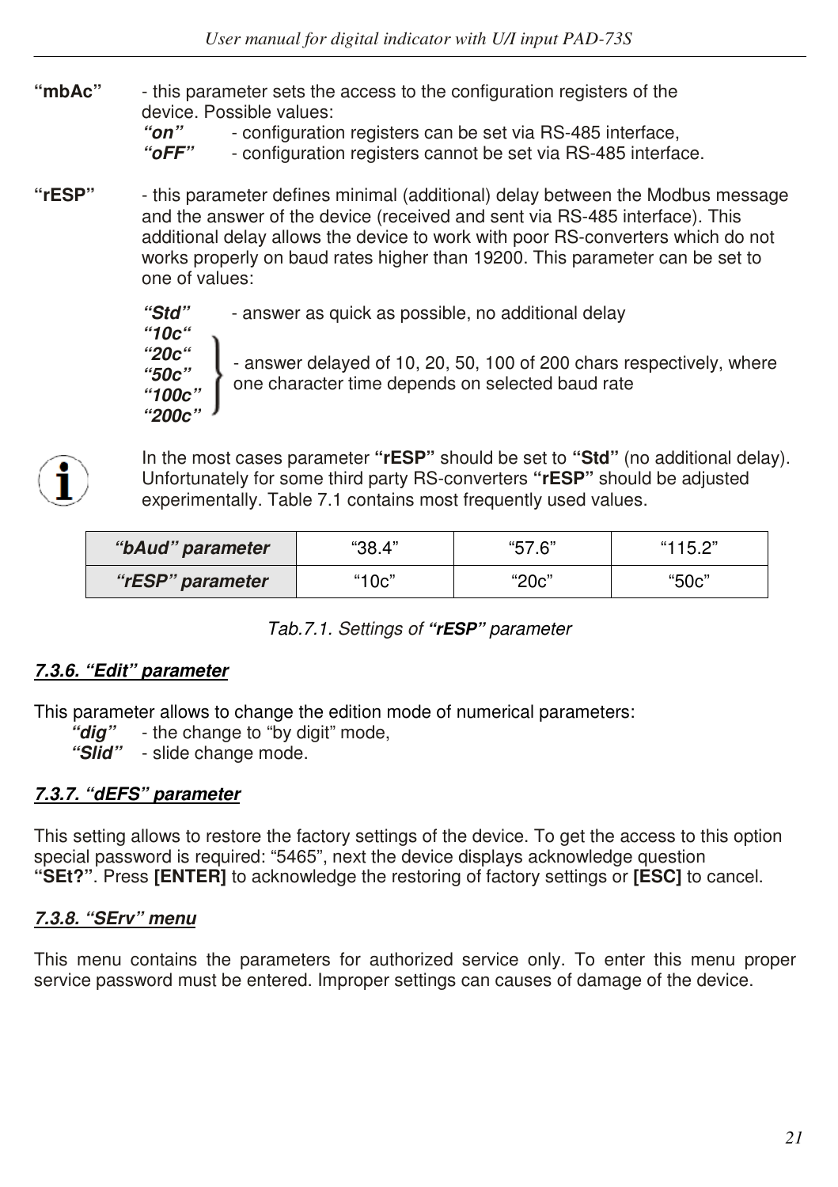**“mbAc”** - this parameter sets the access to the configuration registers of the device. Possible values:

- ***“on”*** - configuration registers can be set via RS-485 interface,
- ***“oFF”*** - configuration registers cannot be set via RS-485 interface.

**“rESP”** - this parameter defines minimal (additional) delay between the Modbus message and the answer of the device (received and sent via RS-485 interface). This additional delay allows the device to work with poor RS-converters which do not works properly on baud rates higher than 19200. This parameter can be set to one of values:

- ***“Std”*** - answer as quick as possible, no additional delay
- ***“10c“***, ***“20c“***, ***“50c”***, ***“100c”***, ***“200c”*** - answer delayed of 10, 20, 50, 100 of 200 chars respectively, where one character time depends on selected baud rate

In the most cases parameter **“rESP”** should be set to **“Std”** (no additional delay). Unfortunately for some third party RS-converters **“rESP”** should be adjusted experimentally. Table 7.1 contains most frequently used values.

| ***“bAud” parameter*** | “38.4” | “57.6” | “115.2” |
|---|---|---|---|
| ***“rESP” parameter*** | “10c” | “20c” | “50c” |

*Tab.7.1. Settings of **“rESP”** parameter*

### *7.3.6. “Edit” parameter*

This parameter allows to change the edition mode of numerical parameters:

- ***“dig”*** - the change to “by digit” mode,
- ***“Slid”*** - slide change mode.

### *7.3.7. “dEFS” parameter*

This setting allows to restore the factory settings of the device. To get the access to this option special password is required: “5465”, next the device displays acknowledge question **“SEt?”**. Press **[ENTER]** to acknowledge the restoring of factory settings or **[ESC]** to cancel.

### *7.3.8. “SErv” menu*

This menu contains the parameters for authorized service only. To enter this menu proper service password must be entered. Improper settings can causes of damage of the device.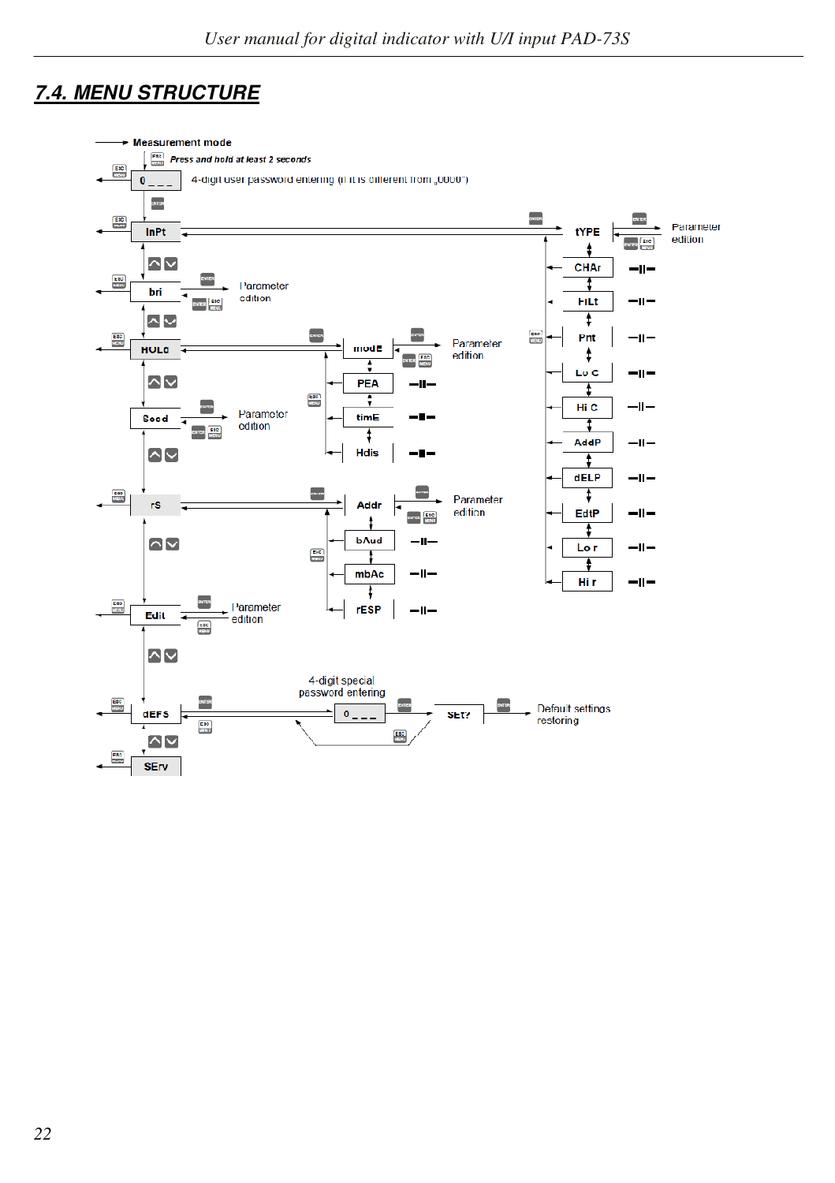## 7.4. MENU STRUCTURE

Measurement mode

Press and hold at least 2 seconds

0 _ _ _ — 4-digit user password entering (if it is different from „0000")

InPt → tYPE → Parameter edition

CHAr, FILt, Pnt, Lo C, Hi C, AddP, dELP, EdtP, Lo r, Hi r

bri → Parameter edition

HOLd → modE → Parameter edition

PEA, timE, Hdis

Sccd → Parameter edition

rS → Addr → Parameter edition

bAud, mbAc, rESP

Edit → Parameter edition

dEFS → 4-digit special password entering (0 _ _ _) → SEt? → Default settings restoring

SErv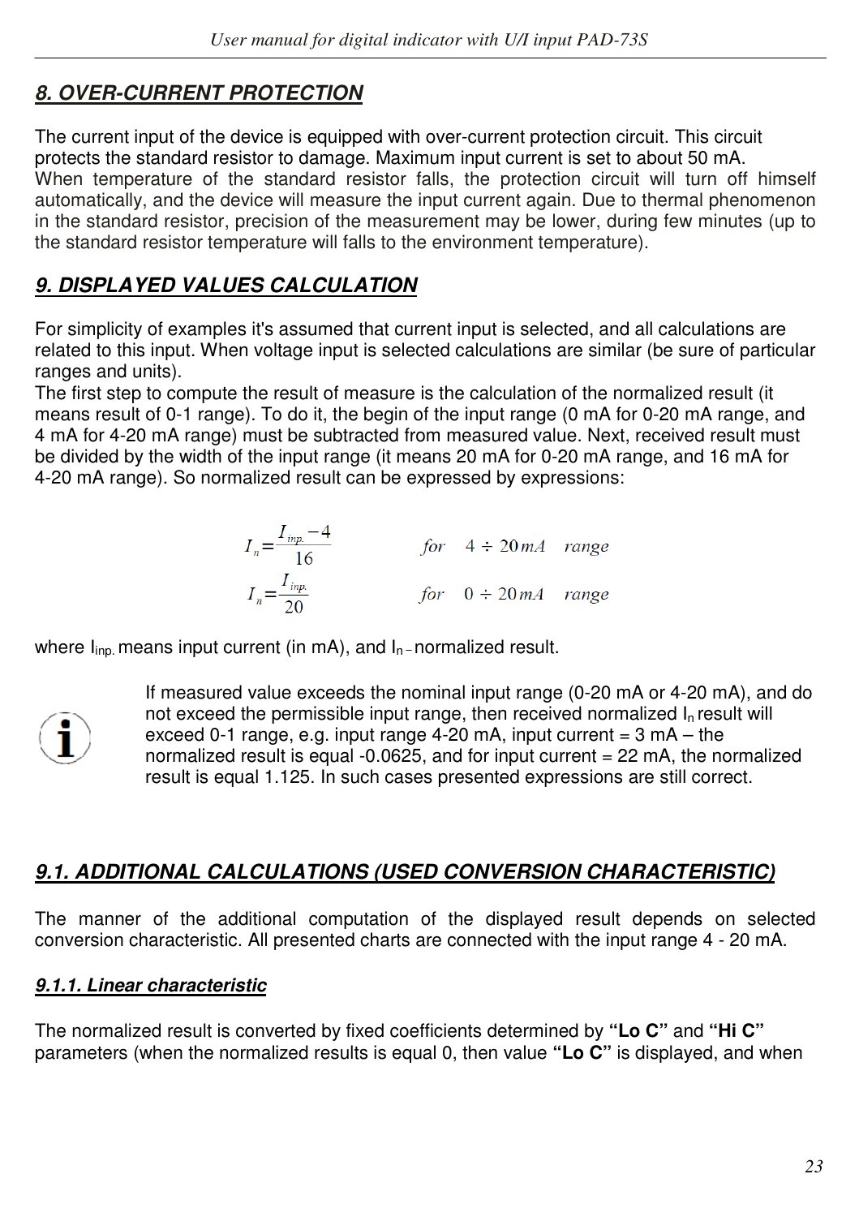## 8. OVER-CURRENT PROTECTION

The current input of the device is equipped with over-current protection circuit. This circuit protects the standard resistor to damage. Maximum input current is set to about 50 mA.
When temperature of the standard resistor falls, the protection circuit will turn off himself automatically, and the device will measure the input current again. Due to thermal phenomenon in the standard resistor, precision of the measurement may be lower, during few minutes (up to the standard resistor temperature will falls to the environment temperature).

## 9. DISPLAYED VALUES CALCULATION

For simplicity of examples it's assumed that current input is selected, and all calculations are related to this input. When voltage input is selected calculations are similar (be sure of particular ranges and units).
The first step to compute the result of measure is the calculation of the normalized result (it means result of 0-1 range). To do it, the begin of the input range (0 mA for 0-20 mA range, and 4 mA for 4-20 mA range) must be subtracted from measured value. Next, received result must be divided by the width of the input range (it means 20 mA for 0-20 mA range, and 16 mA for 4-20 mA range). So normalized result can be expressed by expressions:

$$I_n = \frac{I_{inp.} - 4}{16} \qquad for \quad 4 \div 20\,mA \quad range$$

$$I_n = \frac{I_{inp.}}{20} \qquad for \quad 0 \div 20\,mA \quad range$$

where $I_{inp.}$ means input current (in mA), and $I_n$ – normalized result.

If measured value exceeds the nominal input range (0-20 mA or 4-20 mA), and do not exceed the permissible input range, then received normalized $I_n$ result will exceed 0-1 range, e.g. input range 4-20 mA, input current = 3 mA – the normalized result is equal -0.0625, and for input current = 22 mA, the normalized result is equal 1.125. In such cases presented expressions are still correct.

### 9.1. ADDITIONAL CALCULATIONS (USED CONVERSION CHARACTERISTIC)

The manner of the additional computation of the displayed result depends on selected conversion characteristic. All presented charts are connected with the input range 4 - 20 mA.

#### 9.1.1. Linear characteristic

The normalized result is converted by fixed coefficients determined by **"Lo C"** and **"Hi C"** parameters (when the normalized results is equal 0, then value **"Lo C"** is displayed, and when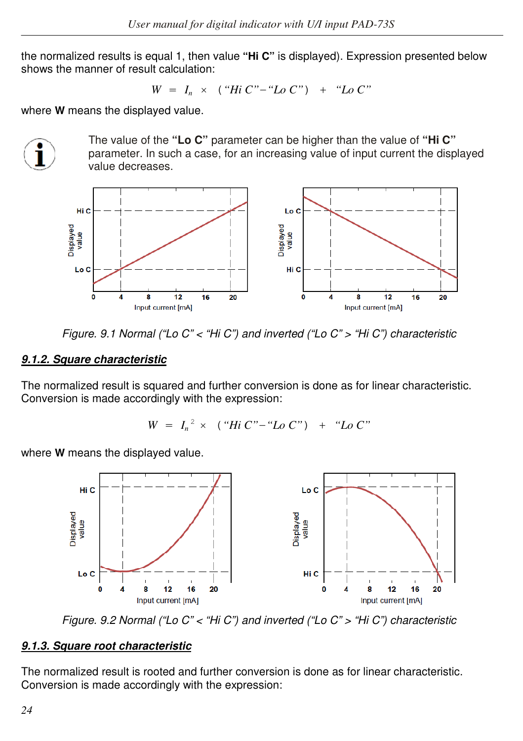the normalized results is equal 1, then value **"Hi C"** is displayed). Expression presented below shows the manner of result calculation:

$$W = I_n \times (\text{"Hi C"} - \text{"Lo C"}) + \text{"Lo C"}$$

where **W** means the displayed value.

The value of the **"Lo C"** parameter can be higher than the value of **"Hi C"** parameter. In such a case, for an increasing value of input current the displayed value decreases.

*Figure. 9.1 Normal ("Lo C" < "Hi C") and inverted ("Lo C" > "Hi C") characteristic*

## *9.1.2. Square characteristic*

The normalized result is squared and further conversion is done as for linear characteristic. Conversion is made accordingly with the expression:

$$W = I_n^2 \times (\text{"Hi C"} - \text{"Lo C"}) + \text{"Lo C"}$$

where **W** means the displayed value.

*Figure. 9.2 Normal ("Lo C" < "Hi C") and inverted ("Lo C" > "Hi C") characteristic*

## *9.1.3. Square root characteristic*

The normalized result is rooted and further conversion is done as for linear characteristic. Conversion is made accordingly with the expression: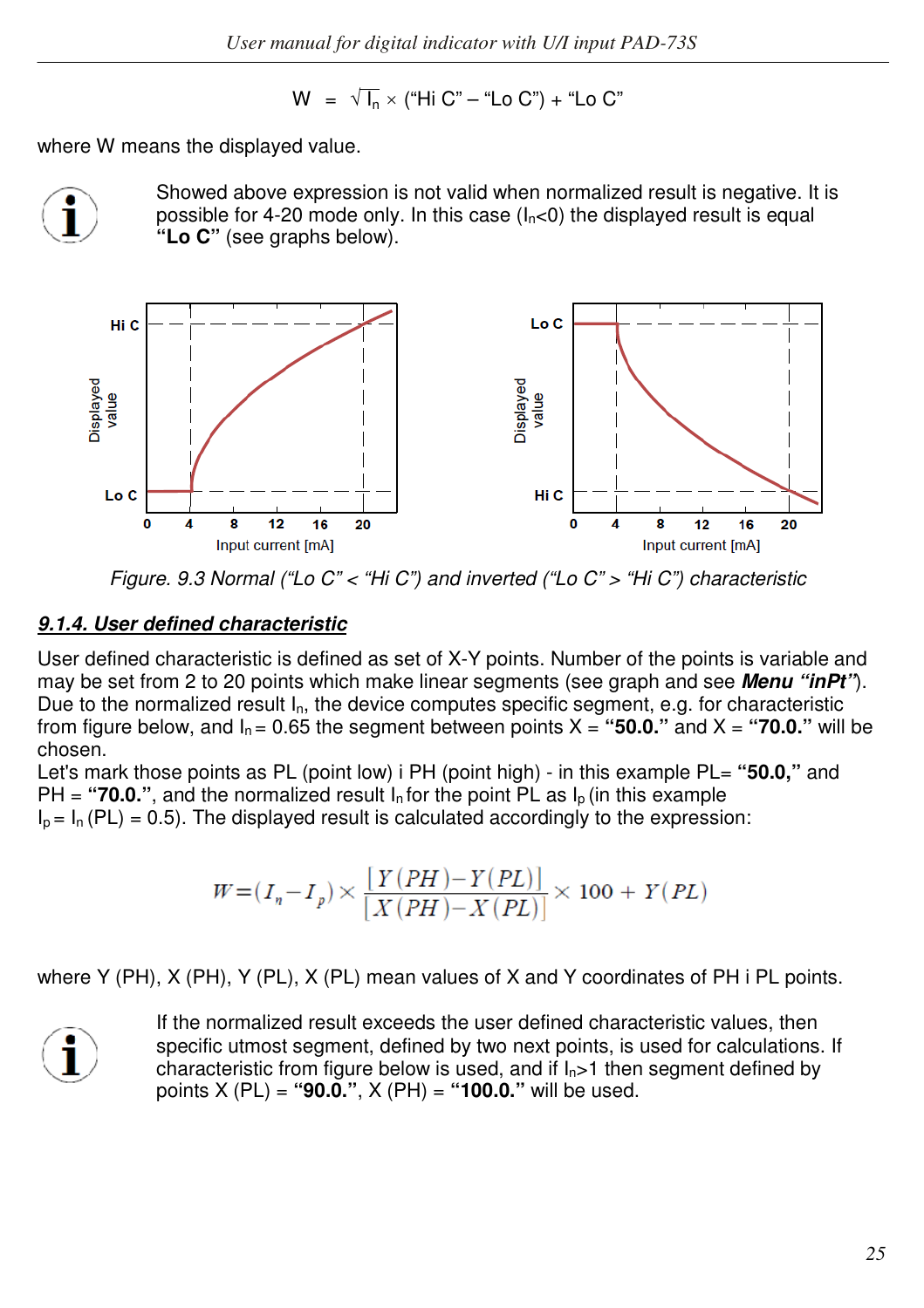$$W = \sqrt{I_n} \times (\text{“Hi C”} - \text{“Lo C”}) + \text{“Lo C”}$$

where W means the displayed value.

Showed above expression is not valid when normalized result is negative. It is possible for 4-20 mode only. In this case ($I_n$<0) the displayed result is equal **“Lo C”** (see graphs below).

*Figure. 9.3 Normal (“Lo C” < “Hi C”) and inverted (“Lo C” > “Hi C”) characteristic*

### *9.1.4. User defined characteristic*

User defined characteristic is defined as set of X-Y points. Number of the points is variable and may be set from 2 to 20 points which make linear segments (see graph and see ***Menu “inPt”***). Due to the normalized result $I_n$, the device computes specific segment, e.g. for characteristic from figure below, and $I_n$ = 0.65 the segment between points X = **“50.0.”** and X = **“70.0.”** will be chosen.

Let's mark those points as PL (point low) i PH (point high) - in this example PL= **“50.0,”** and PH = **“70.0.”**, and the normalized result $I_n$ for the point PL as $I_p$ (in this example $I_p$ = $I_n$ (PL) = 0.5). The displayed result is calculated accordingly to the expression:

$$W = (I_n - I_p) \times \frac{[Y(PH) - Y(PL)]}{[X(PH) - X(PL)]} \times 100 + Y(PL)$$

where Y (PH), X (PH), Y (PL), X (PL) mean values of X and Y coordinates of PH i PL points.

If the normalized result exceeds the user defined characteristic values, then specific utmost segment, defined by two next points, is used for calculations. If characteristic from figure below is used, and if $I_n$>1 then segment defined by points X (PL) = **“90.0.”**, X (PH) = **“100.0.”** will be used.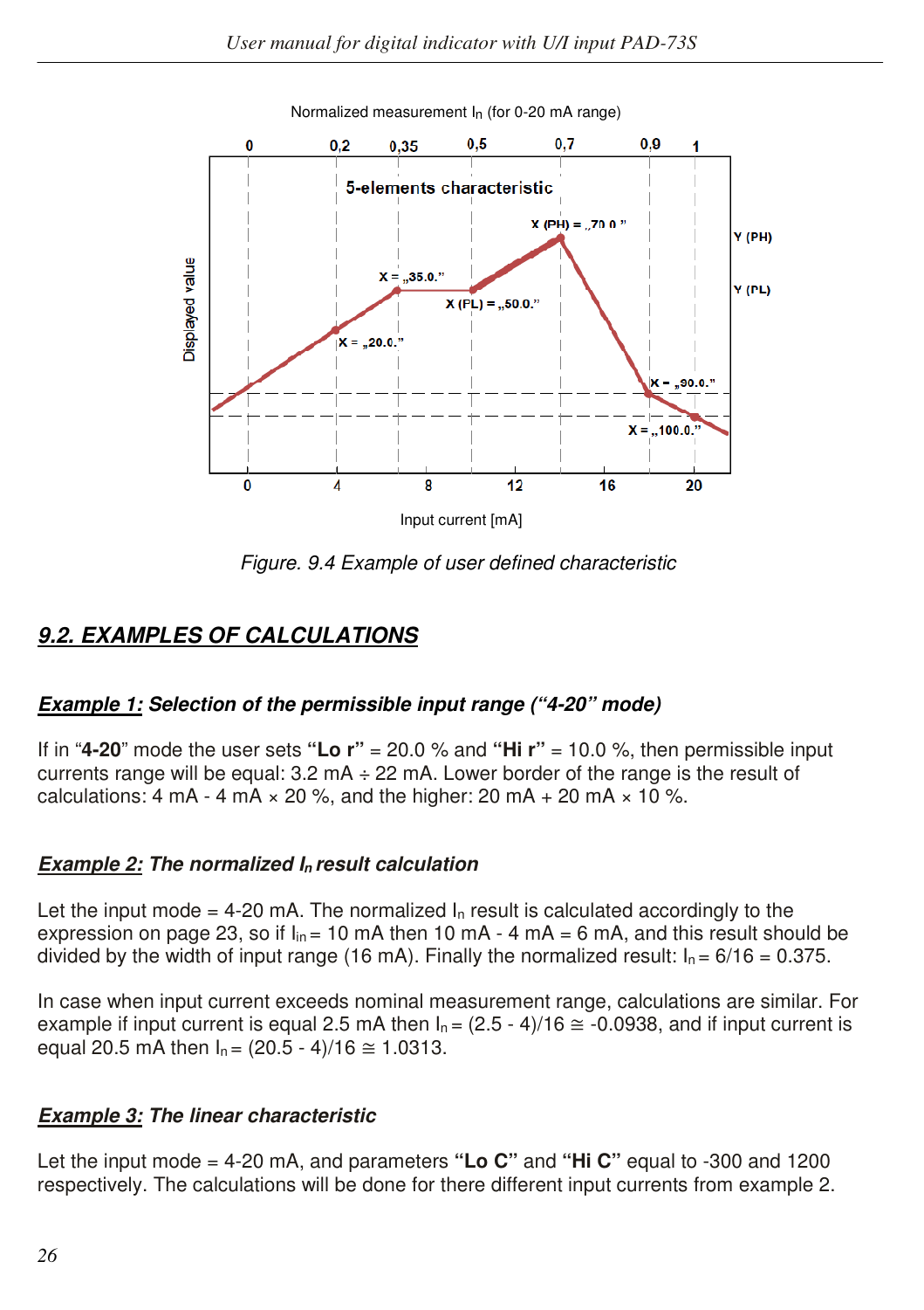Figure. 9.4 Example of user defined characteristic

## 9.2. EXAMPLES OF CALCULATIONS

### Example 1: Selection of the permissible input range ("4-20" mode)

If in "**4-20**" mode the user sets **"Lo r"** = 20.0 % and **"Hi r"** = 10.0 %, then permissible input currents range will be equal: 3.2 mA ÷ 22 mA. Lower border of the range is the result of calculations: 4 mA - 4 mA × 20 %, and the higher: 20 mA + 20 mA × 10 %.

### Example 2: The normalized $I_n$ result calculation

Let the input mode = 4-20 mA. The normalized $I_n$ result is calculated accordingly to the expression on page 23, so if $I_{in}$ = 10 mA then 10 mA - 4 mA = 6 mA, and this result should be divided by the width of input range (16 mA). Finally the normalized result: $I_n$ = 6/16 = 0.375.

In case when input current exceeds nominal measurement range, calculations are similar. For example if input current is equal 2.5 mA then $I_n$ = (2.5 - 4)/16 ≅ -0.0938, and if input current is equal 20.5 mA then $I_n$ = (20.5 - 4)/16 ≅ 1.0313.

### Example 3: The linear characteristic

Let the input mode = 4-20 mA, and parameters **"Lo C"** and **"Hi C"** equal to -300 and 1200 respectively. The calculations will be done for there different input currents from example 2.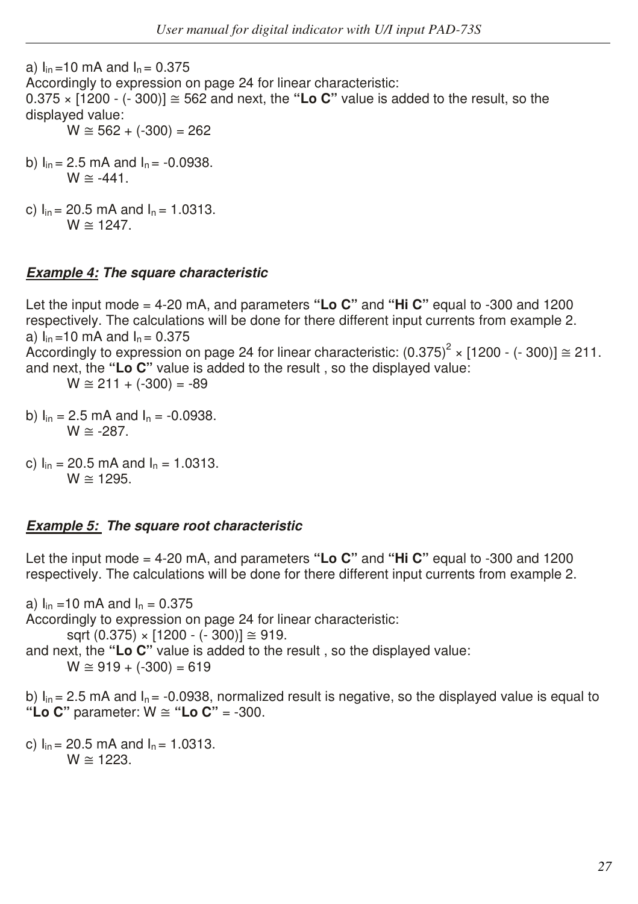a) $I_{in}$ =10 mA and $I_n$ = 0.375
Accordingly to expression on page 24 for linear characteristic:
$0.375 \times [1200 - (-300)] \cong 562$ and next, the **"Lo C"** value is added to the result, so the displayed value:

$W \cong 562 + (-300) = 262$

b) $I_{in}$ = 2.5 mA and $I_n$ = -0.0938.

$W \cong -441$.

c) $I_{in}$ = 20.5 mA and $I_n$ = 1.0313.

$W \cong 1247$.

***Example 4:* The square characteristic**

Let the input mode = 4-20 mA, and parameters **"Lo C"** and **"Hi C"** equal to -300 and 1200 respectively. The calculations will be done for there different input currents from example 2.

a) $I_{in}$ =10 mA and $I_n$ = 0.375
Accordingly to expression on page 24 for linear characteristic: $(0.375)^2 \times [1200 - (-300)] \cong 211$. and next, the **"Lo C"** value is added to the result , so the displayed value:

$W \cong 211 + (-300) = -89$

b) $I_{in}$ = 2.5 mA and $I_n$ = -0.0938.

$W \cong -287$.

c) $I_{in}$ = 20.5 mA and $I_n$ = 1.0313.

$W \cong 1295$.

***Example 5:* The square root characteristic**

Let the input mode = 4-20 mA, and parameters **"Lo C"** and **"Hi C"** equal to -300 and 1200 respectively. The calculations will be done for there different input currents from example 2.

a) $I_{in}$ =10 mA and $I_n$ = 0.375
Accordingly to expression on page 24 for linear characteristic:

$\mathrm{sqrt}(0.375) \times [1200 - (-300)] \cong 919$.

and next, the **"Lo C"** value is added to the result , so the displayed value:

$W \cong 919 + (-300) = 619$

b) $I_{in}$ = 2.5 mA and $I_n$ = -0.0938, normalized result is negative, so the displayed value is equal to **"Lo C"** parameter: $W \cong$ **"Lo C"** = -300.

c) $I_{in}$ = 20.5 mA and $I_n$ = 1.0313.

$W \cong 1223$.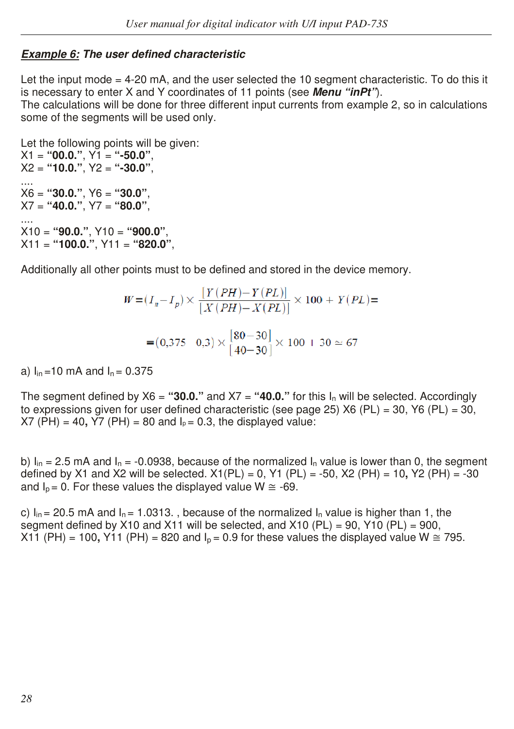***Example 6:*** ***The user defined characteristic***

Let the input mode = 4-20 mA, and the user selected the 10 segment characteristic. To do this it is necessary to enter X and Y coordinates of 11 points (see ***Menu "inPt"***).
The calculations will be done for three different input currents from example 2, so in calculations some of the segments will be used only.

Let the following points will be given:
X1 = **"00.0."**, Y1 = **"-50.0"**,
X2 = **"10.0."**, Y2 = **"-30.0"**,
....
X6 = **"30.0."**, Y6 = **"30.0"**,
X7 = **"40.0."**, Y7 = **"80.0"**,
....
X10 = **"90.0."**, Y10 = **"900.0"**,
X11 = **"100.0."**, Y11 = **"820.0"**,

Additionally all other points must to be defined and stored in the device memory.

$$W = (I_n - I_p) \times \frac{[Y(PH) - Y(PL)]}{[X(PH) - X(PL)]} \times 100 + Y(PL) =$$

$$= (0{,}375 - 0{,}3) \times \frac{[80 - 30]}{[40 - 30]} \times 100 + 30 \simeq 67$$

a) $I_{in}$ =10 mA and $I_n$ = 0.375

The segment defined by X6 = **"30.0."** and X7 = **"40.0."** for this $I_n$ will be selected. Accordingly to expressions given for user defined characteristic (see page 25) X6 (PL) = 30, Y6 (PL) = 30, X7 (PH) = 40**,** Y7 (PH) = 80 and $I_p$ = 0.3, the displayed value:

b) $I_{in}$ = 2.5 mA and $I_n$ = -0.0938, because of the normalized $I_n$ value is lower than 0, the segment defined by X1 and X2 will be selected. X1(PL) = 0, Y1 (PL) = -50, X2 (PH) = 10**,** Y2 (PH) = -30 and $I_p$ = 0. For these values the displayed value W ≅ -69.

c) $I_{in}$ = 20.5 mA and $I_n$ = 1.0313. , because of the normalized $I_n$ value is higher than 1, the segment defined by X10 and X11 will be selected, and X10 (PL) = 90, Y10 (PL) = 900, X11 (PH) = 100**,** Y11 (PH) = 820 and $I_p$ = 0.9 for these values the displayed value W ≅ 795.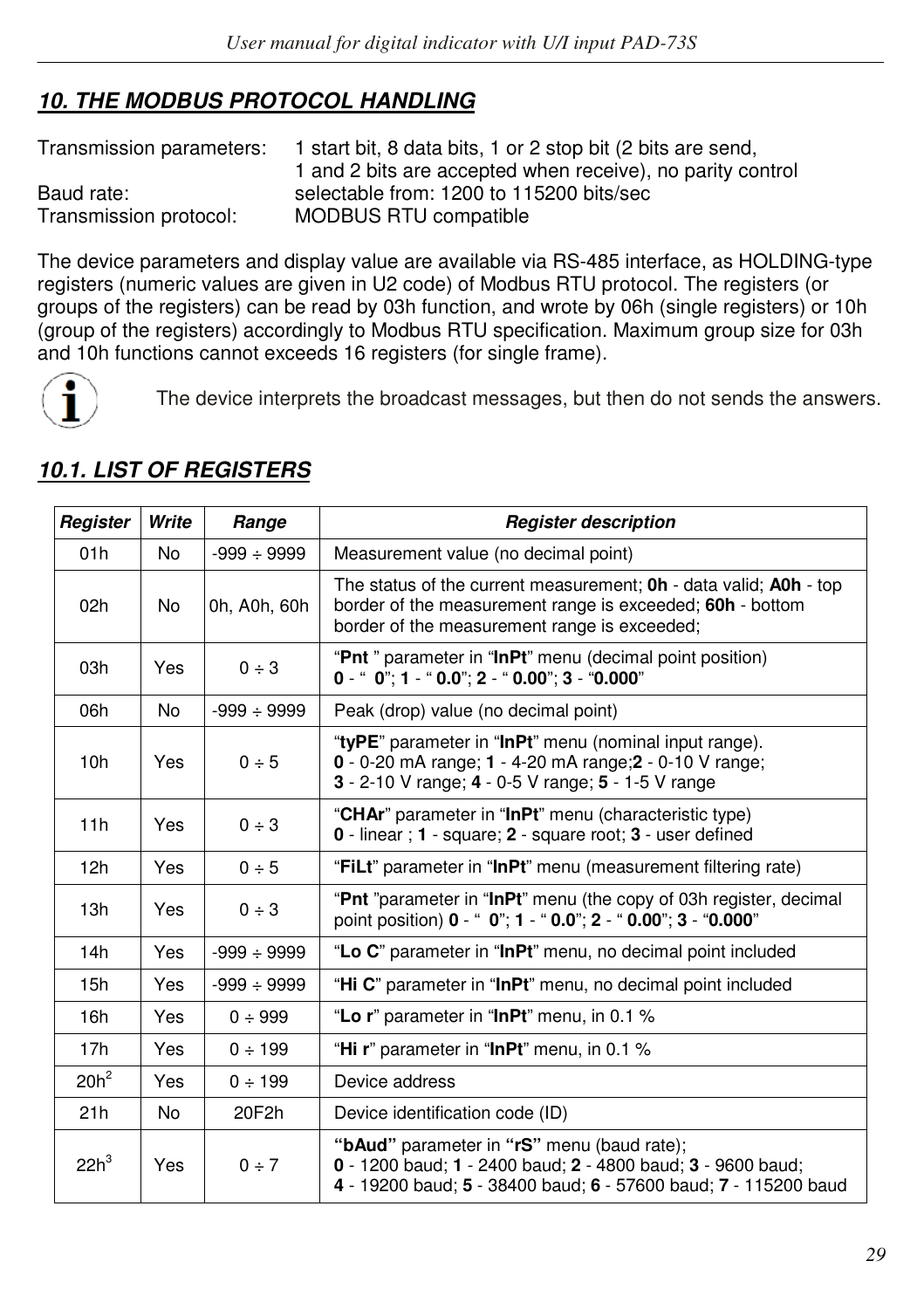## *10. THE MODBUS PROTOCOL HANDLING*

Transmission parameters: 1 start bit, 8 data bits, 1 or 2 stop bit (2 bits are send, 1 and 2 bits are accepted when receive), no parity control

Baud rate: selectable from: 1200 to 115200 bits/sec

Transmission protocol: MODBUS RTU compatible

The device parameters and display value are available via RS-485 interface, as HOLDING-type registers (numeric values are given in U2 code) of Modbus RTU protocol. The registers (or groups of the registers) can be read by 03h function, and wrote by 06h (single registers) or 10h (group of the registers) accordingly to Modbus RTU specification. Maximum group size for 03h and 10h functions cannot exceeds 16 registers (for single frame).

The device interprets the broadcast messages, but then do not sends the answers.

### *10.1. LIST OF REGISTERS*

| *Register* | *Write* | *Range* | *Register description* |
|---|---|---|---|
| 01h | No | -999 ÷ 9999 | Measurement value (no decimal point) |
| 02h | No | 0h, A0h, 60h | The status of the current measurement; **0h** - data valid; **A0h** - top border of the measurement range is exceeded; **60h** - bottom border of the measurement range is exceeded; |
| 03h | Yes | 0 ÷ 3 | "**Pnt** " parameter in "**InPt**" menu (decimal point position) **0** - "  **0**"; **1** - " **0.0**"; **2** - " **0.00**"; **3** - "**0.000**" |
| 06h | No | -999 ÷ 9999 | Peak (drop) value (no decimal point) |
| 10h | Yes | 0 ÷ 5 | "**tyPE**" parameter in "**InPt**" menu (nominal input range). **0** - 0-20 mA range; **1** - 4-20 mA range;**2** - 0-10 V range; **3** - 2-10 V range; **4** - 0-5 V range; **5** - 1-5 V range |
| 11h | Yes | 0 ÷ 3 | "**CHAr**" parameter in "**InPt**" menu (characteristic type) **0** - linear ; **1** - square; **2** - square root; **3** - user defined |
| 12h | Yes | 0 ÷ 5 | "**FiLt**" parameter in "**InPt**" menu (measurement filtering rate) |
| 13h | Yes | 0 ÷ 3 | "**Pnt** "parameter in "**InPt**" menu (the copy of 03h register, decimal point position) **0** - "  **0**"; **1** - " **0.0**"; **2** - " **0.00**"; **3** - "**0.000**" |
| 14h | Yes | -999 ÷ 9999 | "**Lo C**" parameter in "**InPt**" menu, no decimal point included |
| 15h | Yes | -999 ÷ 9999 | "**Hi C**" parameter in "**InPt**" menu, no decimal point included |
| 16h | Yes | 0 ÷ 999 | "**Lo r**" parameter in "**InPt**" menu, in 0.1 % |
| 17h | Yes | 0 ÷ 199 | "**Hi r**" parameter in "**InPt**" menu, in 0.1 % |
| 20h[2] | Yes | 0 ÷ 199 | Device address |
| 21h | No | 20F2h | Device identification code (ID) |
| 22h[3] | Yes | 0 ÷ 7 | **"bAud"** parameter in **"rS"** menu (baud rate); **0** - 1200 baud; **1** - 2400 baud; **2** - 4800 baud; **3** - 9600 baud; **4** - 19200 baud; **5** - 38400 baud; **6** - 57600 baud; **7** - 115200 baud |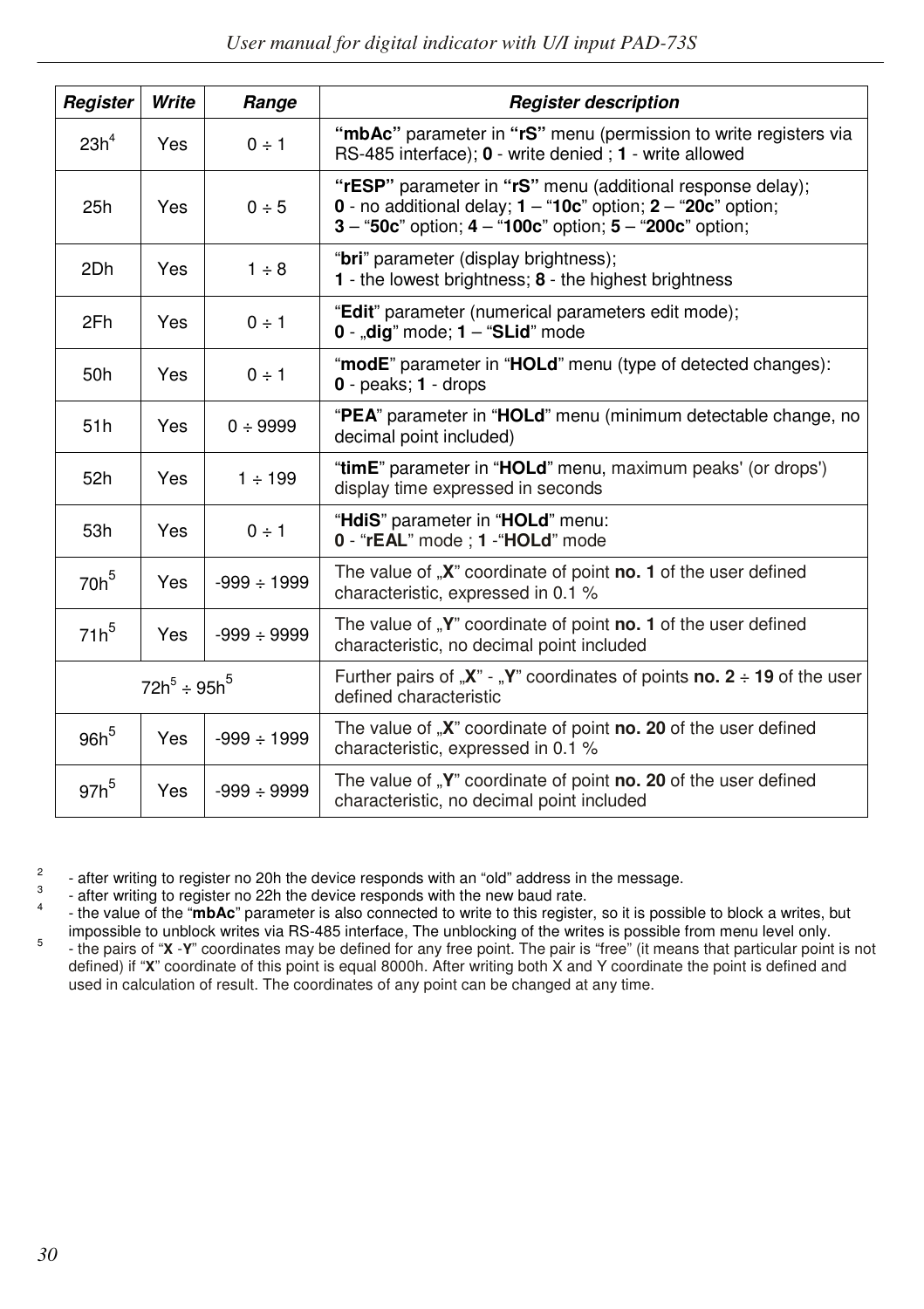| Register | Write | Range | Register description |
|---|---|---|---|
| 23h[4] | Yes | 0 ÷ 1 | **“mbAc”** parameter in **“rS”** menu (permission to write registers via RS-485 interface); **0** - write denied ; **1** - write allowed |
| 25h | Yes | 0 ÷ 5 | **“rESP”** parameter in **“rS”** menu (additional response delay); **0** - no additional delay; **1** – “**10c**” option; **2** – “**20c**” option; **3** – “**50c**” option; **4** – “**100c**” option; **5** – “**200c**” option; |
| 2Dh | Yes | 1 ÷ 8 | “**bri**” parameter (display brightness); **1** - the lowest brightness; **8** - the highest brightness |
| 2Fh | Yes | 0 ÷ 1 | “**Edit**” parameter (numerical parameters edit mode); **0** - „**dig**” mode; **1** – “**SLid**” mode |
| 50h | Yes | 0 ÷ 1 | “**modE**” parameter in “**HOLd**” menu (type of detected changes): **0** - peaks; **1** - drops |
| 51h | Yes | 0 ÷ 9999 | “**PEA**” parameter in “**HOLd**” menu (minimum detectable change, no decimal point included) |
| 52h | Yes | 1 ÷ 199 | “**timE**” parameter in “**HOLd**” menu, maximum peaks' (or drops') display time expressed in seconds |
| 53h | Yes | 0 ÷ 1 | “**HdiS**” parameter in “**HOLd**” menu: **0** - “**rEAL**” mode ; **1** -“**HOLd**” mode |
| 70h[5] | Yes | -999 ÷ 1999 | The value of „**X**” coordinate of point **no. 1** of the user defined characteristic, expressed in 0.1 % |
| 71h[5] | Yes | -999 ÷ 9999 | The value of „**Y**” coordinate of point **no. 1** of the user defined characteristic, no decimal point included |
| 72h[5] ÷ 95h[5] | | | Further pairs of „**X**” - „**Y**” coordinates of points **no. 2** ÷ **19** of the user defined characteristic |
| 96h[5] | Yes | -999 ÷ 1999 | The value of „**X**” coordinate of point **no. 20** of the user defined characteristic, expressed in 0.1 % |
| 97h[5] | Yes | -999 ÷ 9999 | The value of „**Y**” coordinate of point **no. 20** of the user defined characteristic, no decimal point included |

[2] - after writing to register no 20h the device responds with an “old” address in the message.

[3] - after writing to register no 22h the device responds with the new baud rate.

[4] - the value of the “**mbAc**” parameter is also connected to write to this register, so it is possible to block a writes, but impossible to unblock writes via RS-485 interface, The unblocking of the writes is possible from menu level only.

[5] - the pairs of “**X** -**Y**” coordinates may be defined for any free point. The pair is “free” (it means that particular point is not defined) if “**X**” coordinate of this point is equal 8000h. After writing both X and Y coordinate the point is defined and used in calculation of result. The coordinates of any point can be changed at any time.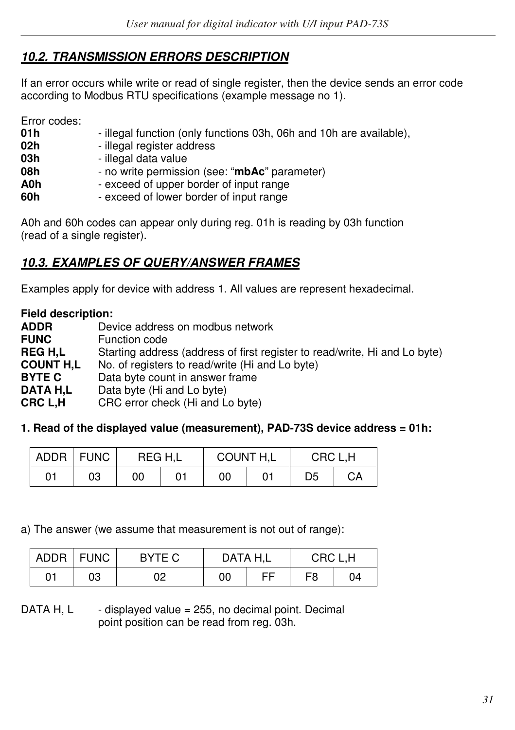## *10.2. TRANSMISSION ERRORS DESCRIPTION*

If an error occurs while write or read of single register, then the device sends an error code according to Modbus RTU specifications (example message no 1).

Error codes:

**01h** - illegal function (only functions 03h, 06h and 10h are available),
**02h** - illegal register address
**03h** - illegal data value
**08h** - no write permission (see: "**mbAc**" parameter)
**A0h** - exceed of upper border of input range
**60h** - exceed of lower border of input range

A0h and 60h codes can appear only during reg. 01h is reading by 03h function (read of a single register).

## *10.3. EXAMPLES OF QUERY/ANSWER FRAMES*

Examples apply for device with address 1. All values are represent hexadecimal.

**Field description:**

**ADDR** Device address on modbus network
**FUNC** Function code
**REG H,L** Starting address (address of first register to read/write, Hi and Lo byte)
**COUNT H,L** No. of registers to read/write (Hi and Lo byte)
**BYTE C** Data byte count in answer frame
**DATA H,L** Data byte (Hi and Lo byte)
**CRC L,H** CRC error check (Hi and Lo byte)

**1. Read of the displayed value (measurement), PAD-73S device address = 01h:**

| ADDR | FUNC | REG H,L | | COUNT H,L | | CRC L,H | |
|---|---|---|---|---|---|---|---|
| 01 | 03 | 00 | 01 | 00 | 01 | D5 | CA |

a) The answer (we assume that measurement is not out of range):

| ADDR | FUNC | BYTE C | DATA H,L | | CRC L,H | |
|---|---|---|---|---|---|---|
| 01 | 03 | 02 | 00 | FF | F8 | 04 |

DATA H, L - displayed value = 255, no decimal point. Decimal point position can be read from reg. 03h.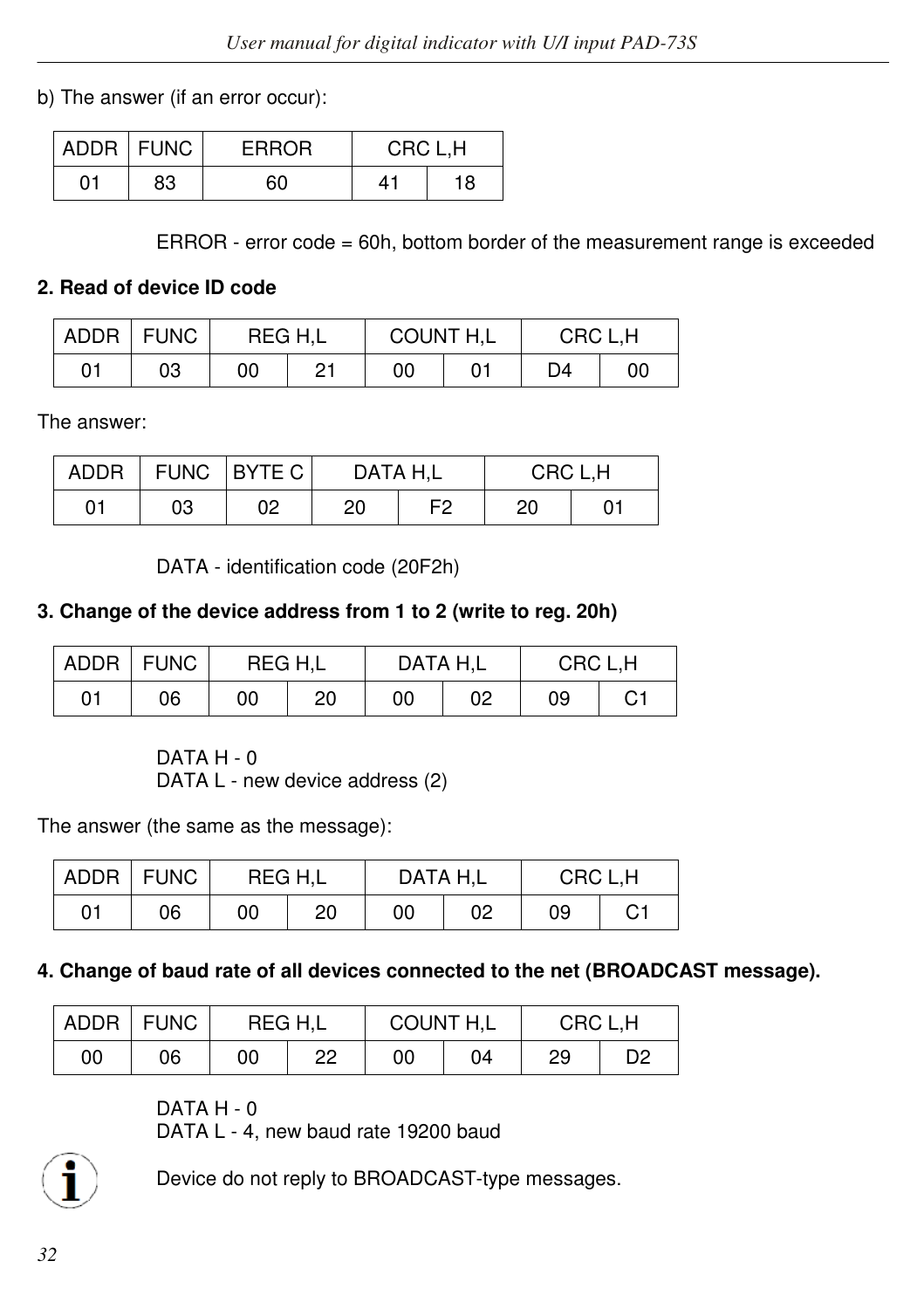b) The answer (if an error occur):

| ADDR | FUNC | ERROR | CRC L,H | |
|---|---|---|---|---|
| 01 | 83 | 60 | 41 | 18 |

ERROR - error code = 60h, bottom border of the measurement range is exceeded

**2. Read of device ID code**

| ADDR | FUNC | REG H,L | | COUNT H,L | | CRC L,H | |
|---|---|---|---|---|---|---|---|
| 01 | 03 | 00 | 21 | 00 | 01 | D4 | 00 |

The answer:

| ADDR | FUNC | BYTE C | DATA H,L | | CRC L,H | |
|---|---|---|---|---|---|---|
| 01 | 03 | 02 | 20 | F2 | 20 | 01 |

DATA - identification code (20F2h)

**3. Change of the device address from 1 to 2 (write to reg. 20h)**

| ADDR | FUNC | REG H,L | | DATA H,L | | CRC L,H | |
|---|---|---|---|---|---|---|---|
| 01 | 06 | 00 | 20 | 00 | 02 | 09 | C1 |

DATA H - 0
DATA L - new device address (2)

The answer (the same as the message):

| ADDR | FUNC | REG H,L | | DATA H,L | | CRC L,H | |
|---|---|---|---|---|---|---|---|
| 01 | 06 | 00 | 20 | 00 | 02 | 09 | C1 |

**4. Change of baud rate of all devices connected to the net (BROADCAST message).**

| ADDR | FUNC | REG H,L | | COUNT H,L | | CRC L,H | |
|---|---|---|---|---|---|---|---|
| 00 | 06 | 00 | 22 | 00 | 04 | 29 | D2 |

DATA H - 0
DATA L - 4, new baud rate 19200 baud

Device do not reply to BROADCAST-type messages.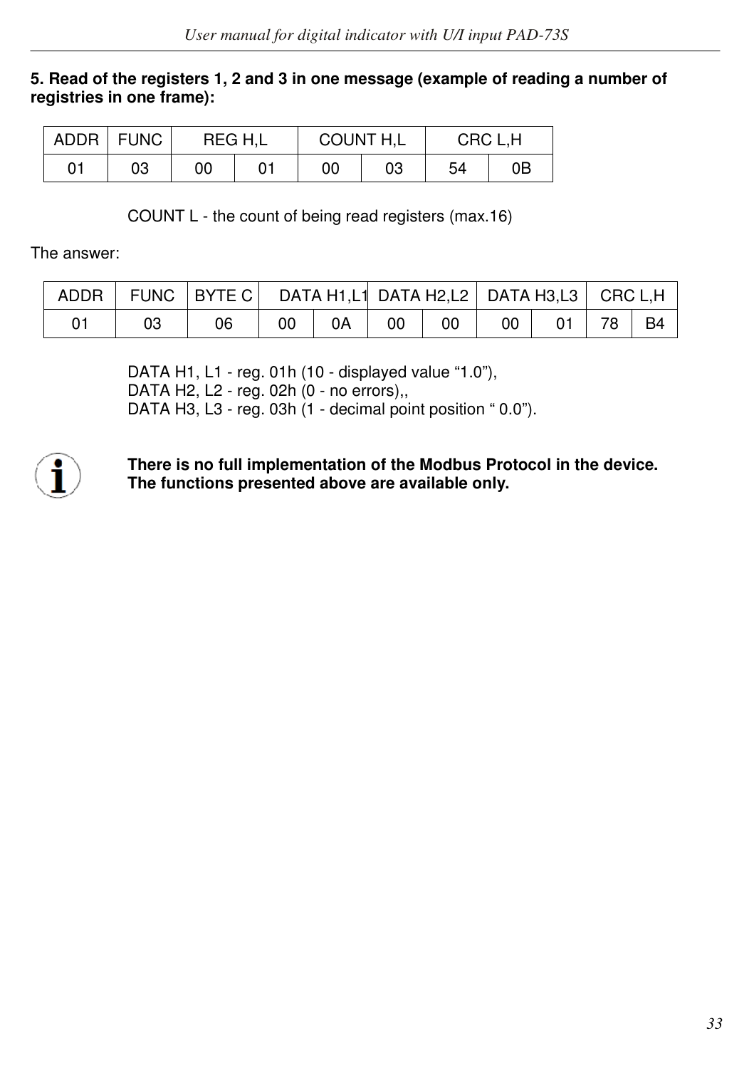**5. Read of the registers 1, 2 and 3 in one message (example of reading a number of registries in one frame):**

| ADDR | FUNC | REG H,L | | COUNT H,L | | CRC L,H | |
|---|---|---|---|---|---|---|---|
| 01 | 03 | 00 | 01 | 00 | 03 | 54 | 0B |

COUNT L - the count of being read registers (max.16)

The answer:

| ADDR | FUNC | BYTE C | DATA H1,L1 | | DATA H2,L2 | | DATA H3,L3 | | CRC L,H | |
|---|---|---|---|---|---|---|---|---|---|---|
| 01 | 03 | 06 | 00 | 0A | 00 | 00 | 00 | 01 | 78 | B4 |

DATA H1, L1 - reg. 01h (10 - displayed value "1.0"),
DATA H2, L2 - reg. 02h (0 - no errors),,
DATA H3, L3 - reg. 03h (1 - decimal point position " 0.0").

**There is no full implementation of the Modbus Protocol in the device. The functions presented above are available only.**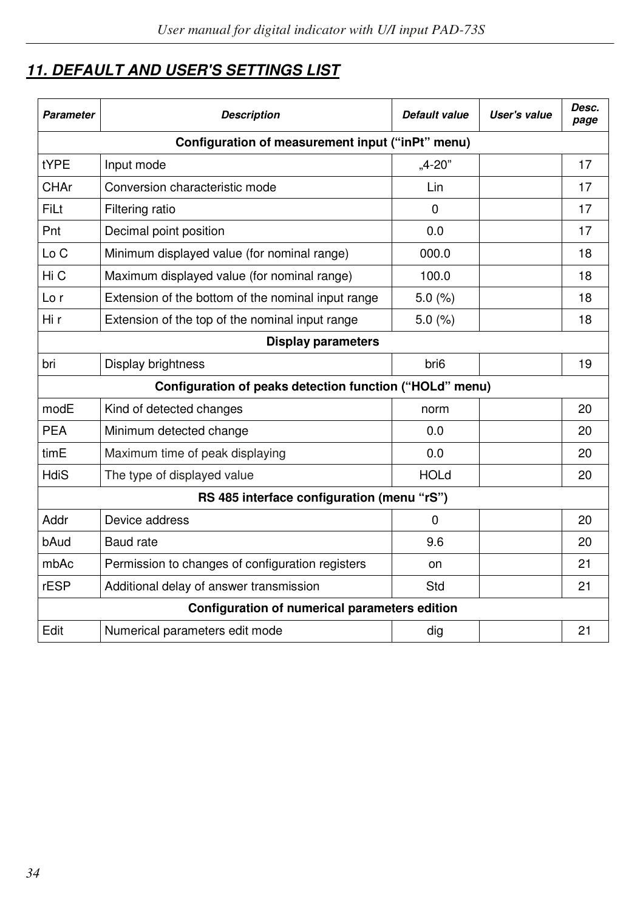## 11. DEFAULT AND USER'S SETTINGS LIST

| Parameter | Description | Default value | User's value | Desc. page |
|---|---|---|---|---|
| **Configuration of measurement input ("inPt" menu)** | | | | |
| tYPE | Input mode | „4-20" | | 17 |
| CHAr | Conversion characteristic mode | Lin | | 17 |
| FiLt | Filtering ratio | 0 | | 17 |
| Pnt | Decimal point position | 0.0 | | 17 |
| Lo C | Minimum displayed value (for nominal range) | 000.0 | | 18 |
| Hi C | Maximum displayed value (for nominal range) | 100.0 | | 18 |
| Lo r | Extension of the bottom of the nominal input range | 5.0 (%) | | 18 |
| Hi r | Extension of the top of the nominal input range | 5.0 (%) | | 18 |
| **Display parameters** | | | | |
| bri | Display brightness | bri6 | | 19 |
| **Configuration of peaks detection function ("HOLd" menu)** | | | | |
| modE | Kind of detected changes | norm | | 20 |
| PEA | Minimum detected change | 0.0 | | 20 |
| timE | Maximum time of peak displaying | 0.0 | | 20 |
| HdiS | The type of displayed value | HOLd | | 20 |
| **RS 485 interface configuration (menu "rS")** | | | | |
| Addr | Device address | 0 | | 20 |
| bAud | Baud rate | 9.6 | | 20 |
| mbAc | Permission to changes of configuration registers | on | | 21 |
| rESP | Additional delay of answer transmission | Std | | 21 |
| **Configuration of numerical parameters edition** | | | | |
| Edit | Numerical parameters edit mode | dig | | 21 |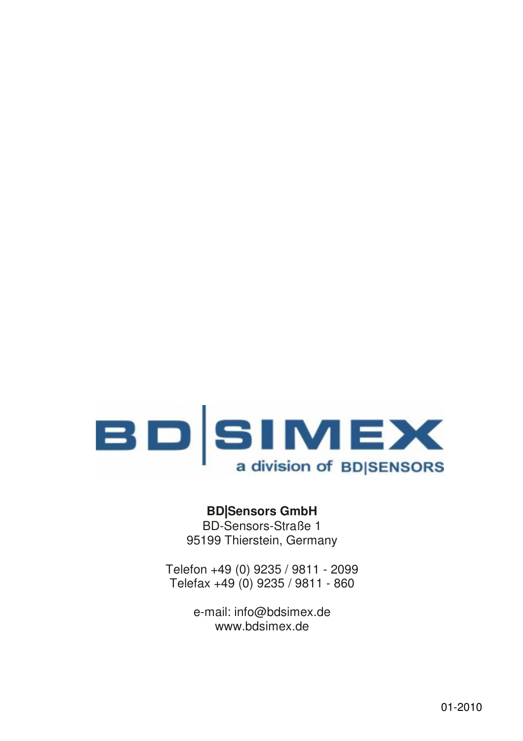BD|SIMEX

a division of BD|SENSORS

**BD|Sensors GmbH**
BD-Sensors-Straße 1
95199 Thierstein, Germany

Telefon +49 (0) 9235 / 9811 - 2099
Telefax +49 (0) 9235 / 9811 - 860

e-mail: info@bdsimex.de
www.bdsimex.de

01-2010